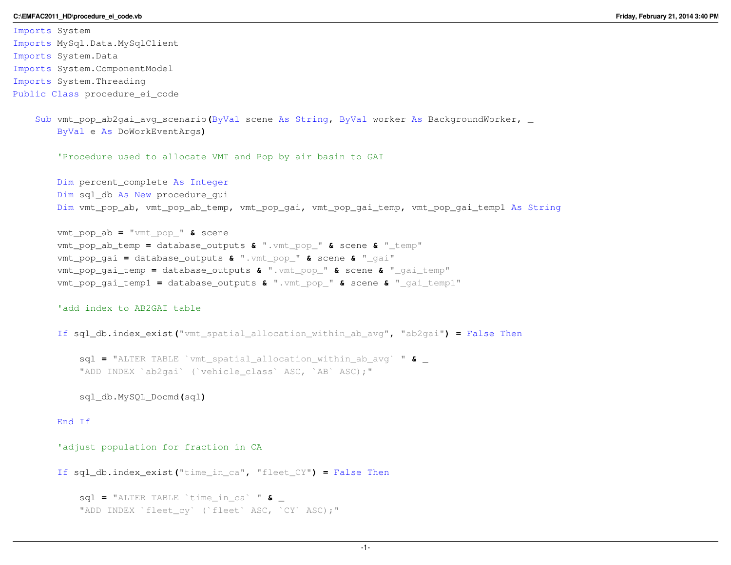```vb
Imports System
Imports MySql.Data.MySqlClient
Imports System.Data
Imports System.ComponentModel
Imports System.Threading
Public Class procedure_ei_code

    Sub vmt_pop_ab2gai_avg_scenario(ByVal scene As String, ByVal worker As BackgroundWorker, _
        ByVal e As DoWorkEventArgs)

        'Procedure used to allocate VMT and Pop by air basin to GAI

        Dim percent_complete As Integer
        Dim sql_db As New procedure_gui
        Dim vmt_pop_ab, vmt_pop_ab_temp, vmt_pop_gai, vmt_pop_gai_temp, vmt_pop_gai_temp1 As String

        vmt_pop_ab = "vmt_pop_" & scene
        vmt_pop_ab_temp = database_outputs & ".vmt_pop_" & scene & "_temp"
        vmt_pop_gai = database_outputs & ".vmt_pop_" & scene & "_gai"
        vmt_pop_gai_temp = database_outputs & ".vmt_pop_" & scene & "_gai_temp"
        vmt_pop_gai_temp1 = database_outputs & ".vmt_pop_" & scene & "_gai_temp1"

        'add index to AB2GAI table

        If sql_db.index_exist("vmt_spatial_allocation_within_ab_avg", "ab2gai") = False Then

            sql = "ALTER TABLE `vmt_spatial_allocation_within_ab_avg` " & _
            "ADD INDEX `ab2gai` (`vehicle_class` ASC, `AB` ASC);"

            sql_db.MySQL_Docmd(sql)

        End If

        'adjust population for fraction in CA

        If sql_db.index_exist("time_in_ca", "fleet_CY") = False Then

            sql = "ALTER TABLE `time_in_ca` " & _
            "ADD INDEX `fleet_cy` (`fleet` ASC, `CY` ASC);"
```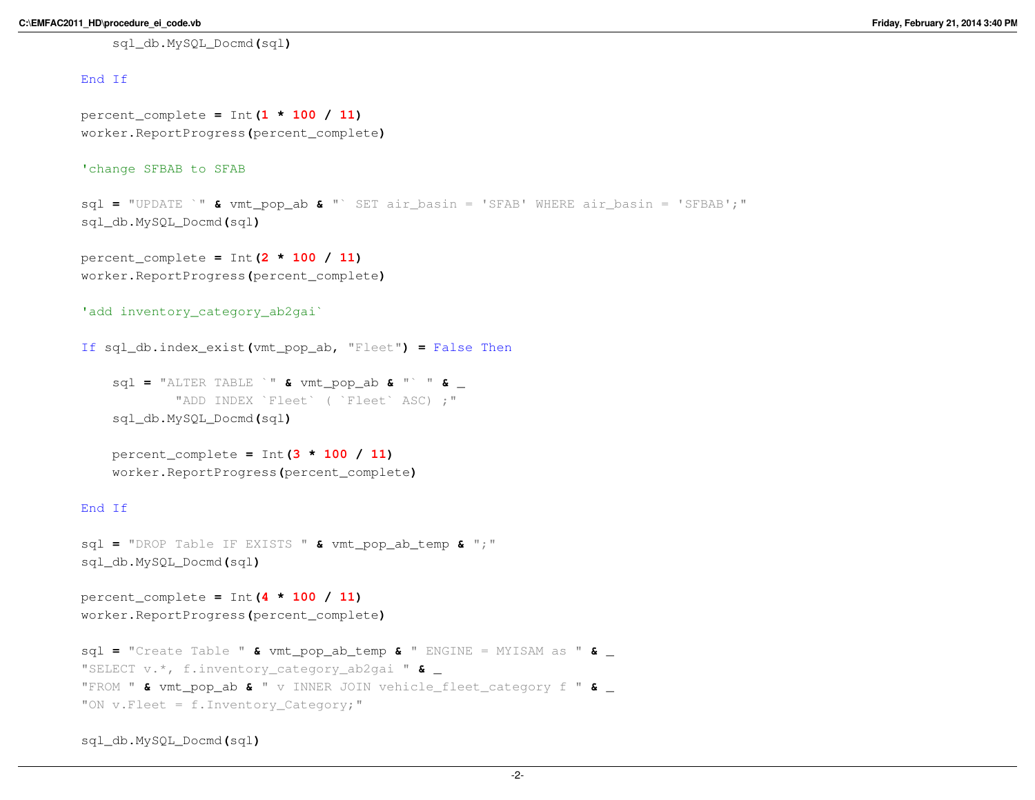```vb
            sql_db.MySQL_Docmd(sql)

        End If

        percent_complete = Int(1 * 100 / 11)
        worker.ReportProgress(percent_complete)

        'change SFBAB to SFAB

        sql = "UPDATE `" & vmt_pop_ab & "` SET air_basin = 'SFAB' WHERE air_basin = 'SFBAB';"
        sql_db.MySQL_Docmd(sql)

        percent_complete = Int(2 * 100 / 11)
        worker.ReportProgress(percent_complete)

        'add inventory_category_ab2gai`

        If sql_db.index_exist(vmt_pop_ab, "Fleet") = False Then

            sql = "ALTER TABLE `" & vmt_pop_ab & "` " & _
                  "ADD INDEX `Fleet` ( `Fleet` ASC) ;"
            sql_db.MySQL_Docmd(sql)

            percent_complete = Int(3 * 100 / 11)
            worker.ReportProgress(percent_complete)

        End If

        sql = "DROP Table IF EXISTS " & vmt_pop_ab_temp & ";"
        sql_db.MySQL_Docmd(sql)

        percent_complete = Int(4 * 100 / 11)
        worker.ReportProgress(percent_complete)

        sql = "Create Table " & vmt_pop_ab_temp & " ENGINE = MYISAM as " & _
        "SELECT v.*, f.inventory_category_ab2gai " & _
        "FROM " & vmt_pop_ab & " v INNER JOIN vehicle_fleet_category f " & _
        "ON v.Fleet = f.Inventory_Category;"

        sql_db.MySQL_Docmd(sql)
```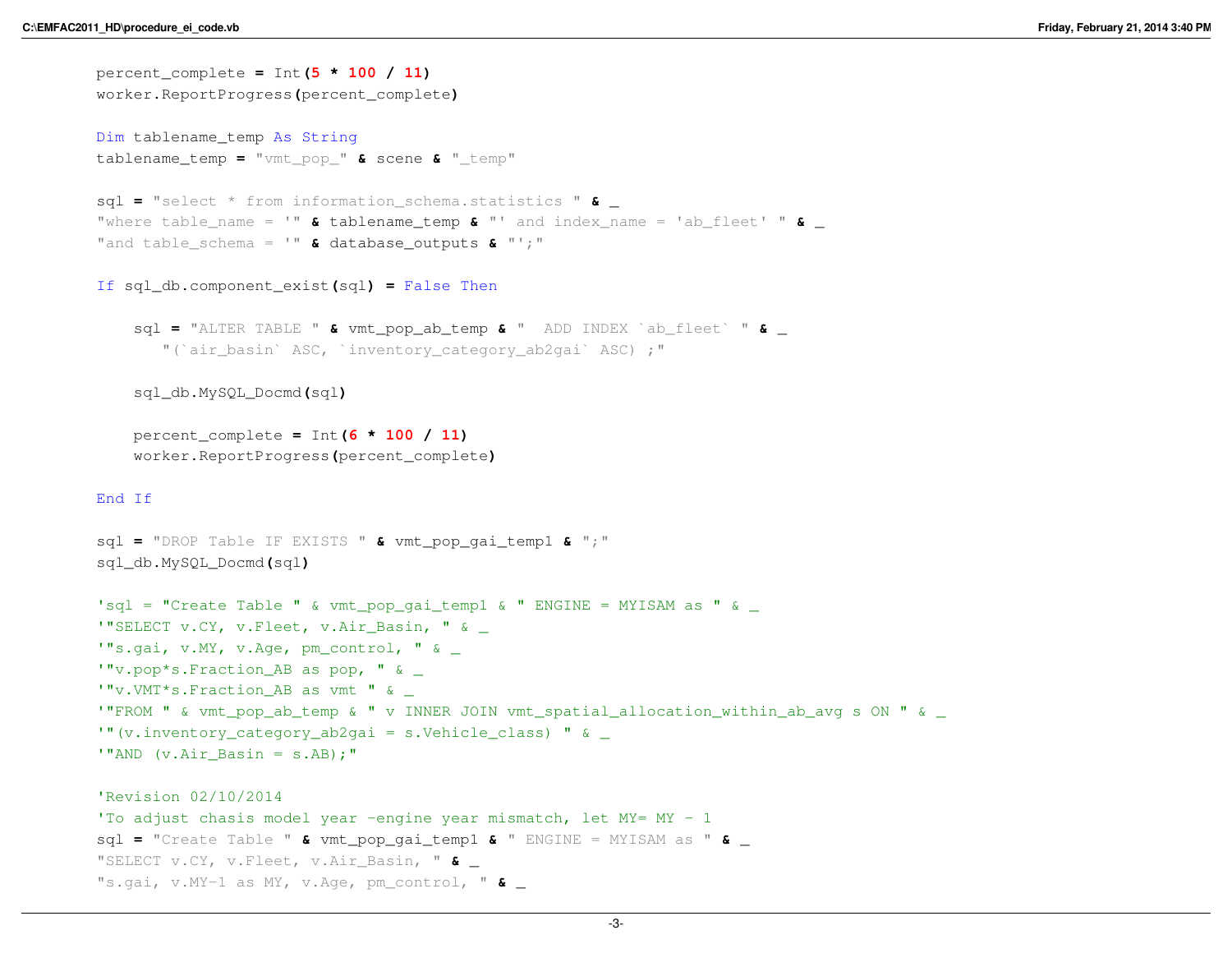```
        percent_complete = Int(5 * 100 / 11)
        worker.ReportProgress(percent_complete)

        Dim tablename_temp As String
        tablename_temp = "vmt_pop_" & scene & "_temp"

        sql = "select * from information_schema.statistics " & _
        "where table_name = '" & tablename_temp & "' and index_name = 'ab_fleet' " & _
        "and table_schema = '" & database_outputs & "';"

        If sql_db.component_exist(sql) = False Then

            sql = "ALTER TABLE " & vmt_pop_ab_temp & "  ADD INDEX `ab_fleet` " & _
               "(`air_basin` ASC, `inventory_category_ab2gai` ASC) ;"

            sql_db.MySQL_Docmd(sql)

            percent_complete = Int(6 * 100 / 11)
            worker.ReportProgress(percent_complete)

        End If

        sql = "DROP Table IF EXISTS " & vmt_pop_gai_temp1 & ";"
        sql_db.MySQL_Docmd(sql)

        'sql = "Create Table " & vmt_pop_gai_temp1 & " ENGINE = MYISAM as " & _
        '"SELECT v.CY, v.Fleet, v.Air_Basin, " & _
        '"s.gai, v.MY, v.Age, pm_control, " & _
        '"v.pop*s.Fraction_AB as pop, " & _
        '"v.VMT*s.Fraction_AB as vmt " & _
        '"FROM " & vmt_pop_ab_temp & " v INNER JOIN vmt_spatial_allocation_within_ab_avg s ON " & _
        '"(v.inventory_category_ab2gai = s.Vehicle_class) " & _
        '"AND (v.Air_Basin = s.AB);"

        'Revision 02/10/2014
        'To adjust chasis model year -engine year mismatch, let MY= MY - 1
        sql = "Create Table " & vmt_pop_gai_temp1 & " ENGINE = MYISAM as " & _
        "SELECT v.CY, v.Fleet, v.Air_Basin, " & _
        "s.gai, v.MY-1 as MY, v.Age, pm_control, " & _
```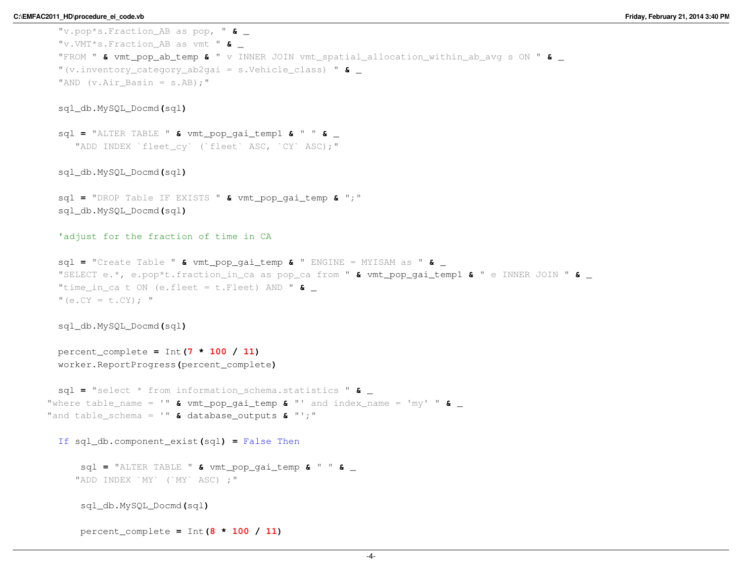```vb
        "v.pop*s.Fraction_AB as pop, " & _
        "v.VMT*s.Fraction_AB as vmt " & _
        "FROM " & vmt_pop_ab_temp & " v INNER JOIN vmt_spatial_allocation_within_ab_avg s ON " & _
        "(v.inventory_category_ab2gai = s.Vehicle_class) " & _
        "AND (v.Air_Basin = s.AB);"

        sql_db.MySQL_Docmd(sql)

        sql = "ALTER TABLE " & vmt_pop_gai_temp1 & " " & _
           "ADD INDEX `fleet_cy` (`fleet` ASC, `CY` ASC);"

        sql_db.MySQL_Docmd(sql)

        sql = "DROP Table IF EXISTS " & vmt_pop_gai_temp & ";"
        sql_db.MySQL_Docmd(sql)

        'adjust for the fraction of time in CA

        sql = "Create Table " & vmt_pop_gai_temp & " ENGINE = MYISAM as " & _
        "SELECT e.*, e.pop*t.fraction_in_ca as pop_ca from " & vmt_pop_gai_temp1 & " e INNER JOIN " & _
        "time_in_ca t ON (e.fleet = t.Fleet) AND " & _
        "(e.CY = t.CY); "

        sql_db.MySQL_Docmd(sql)

        percent_complete = Int(7 * 100 / 11)
        worker.ReportProgress(percent_complete)

        sql = "select * from information_schema.statistics " & _
      "where table_name = '" & vmt_pop_gai_temp & "' and index_name = 'my' " & _
      "and table_schema = '" & database_outputs & "';"

        If sql_db.component_exist(sql) = False Then

            sql = "ALTER TABLE " & vmt_pop_gai_temp & " " & _
           "ADD INDEX `MY` (`MY` ASC) ;"

            sql_db.MySQL_Docmd(sql)

            percent_complete = Int(8 * 100 / 11)
```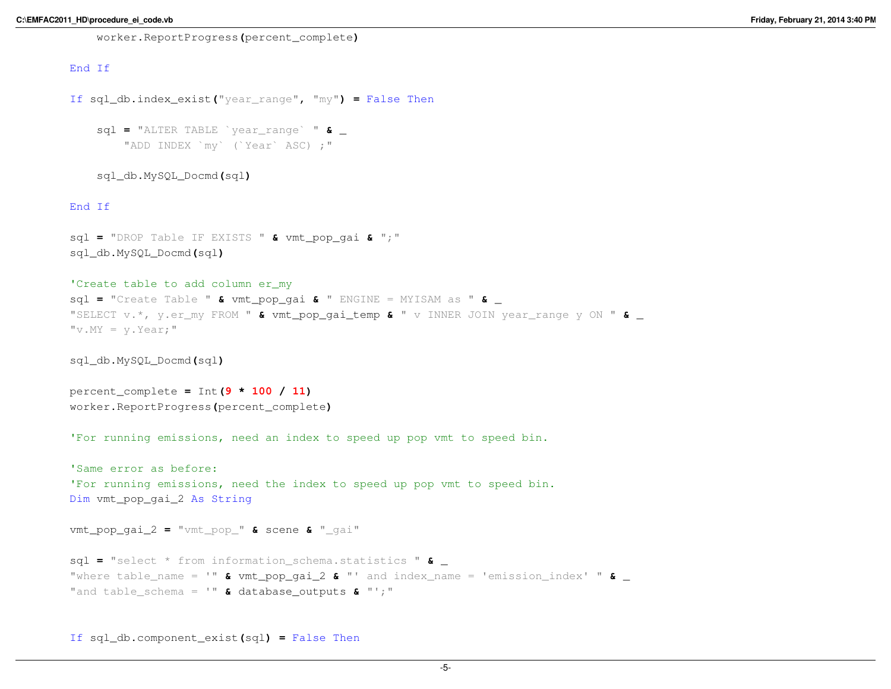```vb
            worker.ReportProgress(percent_complete)

        End If

        If sql_db.index_exist("year_range", "my") = False Then

            sql = "ALTER TABLE `year_range` " & _
                "ADD INDEX `my` (`Year` ASC) ;"

            sql_db.MySQL_Docmd(sql)

        End If

        sql = "DROP Table IF EXISTS " & vmt_pop_gai & ";"
        sql_db.MySQL_Docmd(sql)

        'Create table to add column er_my
        sql = "Create Table " & vmt_pop_gai & " ENGINE = MYISAM as " & _
        "SELECT v.*, y.er_my FROM " & vmt_pop_gai_temp & " v INNER JOIN year_range y ON " & _
        "v.MY = y.Year;"

        sql_db.MySQL_Docmd(sql)

        percent_complete = Int(9 * 100 / 11)
        worker.ReportProgress(percent_complete)

        'For running emissions, need an index to speed up pop vmt to speed bin.

        'Same error as before:
        'For running emissions, need the index to speed up pop vmt to speed bin.
        Dim vmt_pop_gai_2 As String

        vmt_pop_gai_2 = "vmt_pop_" & scene & "_gai"

        sql = "select * from information_schema.statistics " & _
        "where table_name = '" & vmt_pop_gai_2 & "' and index_name = 'emission_index' " & _
        "and table_schema = '" & database_outputs & "';"


        If sql_db.component_exist(sql) = False Then
```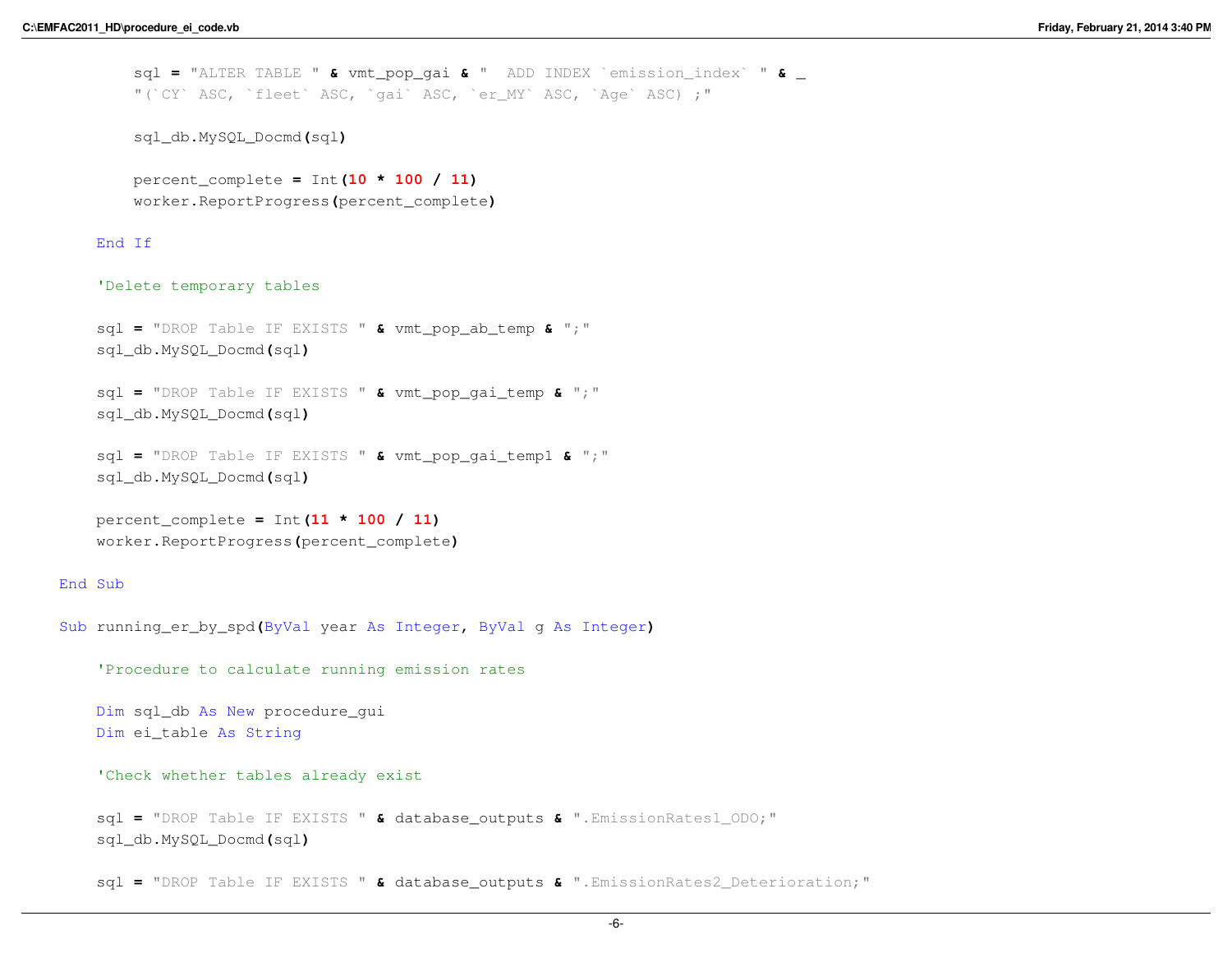```vb
            sql = "ALTER TABLE " & vmt_pop_gai & "  ADD INDEX `emission_index` " & _
            "(`CY` ASC, `fleet` ASC, `gai` ASC, `er_MY` ASC, `Age` ASC) ;"

            sql_db.MySQL_Docmd(sql)

            percent_complete = Int(10 * 100 / 11)
            worker.ReportProgress(percent_complete)

        End If

        'Delete temporary tables

        sql = "DROP Table IF EXISTS " & vmt_pop_ab_temp & ";"
        sql_db.MySQL_Docmd(sql)

        sql = "DROP Table IF EXISTS " & vmt_pop_gai_temp & ";"
        sql_db.MySQL_Docmd(sql)

        sql = "DROP Table IF EXISTS " & vmt_pop_gai_temp1 & ";"
        sql_db.MySQL_Docmd(sql)

        percent_complete = Int(11 * 100 / 11)
        worker.ReportProgress(percent_complete)

    End Sub

    Sub running_er_by_spd(ByVal year As Integer, ByVal g As Integer)

        'Procedure to calculate running emission rates

        Dim sql_db As New procedure_gui
        Dim ei_table As String

        'Check whether tables already exist

        sql = "DROP Table IF EXISTS " & database_outputs & ".EmissionRates1_ODO;"
        sql_db.MySQL_Docmd(sql)

        sql = "DROP Table IF EXISTS " & database_outputs & ".EmissionRates2_Deterioration;"
```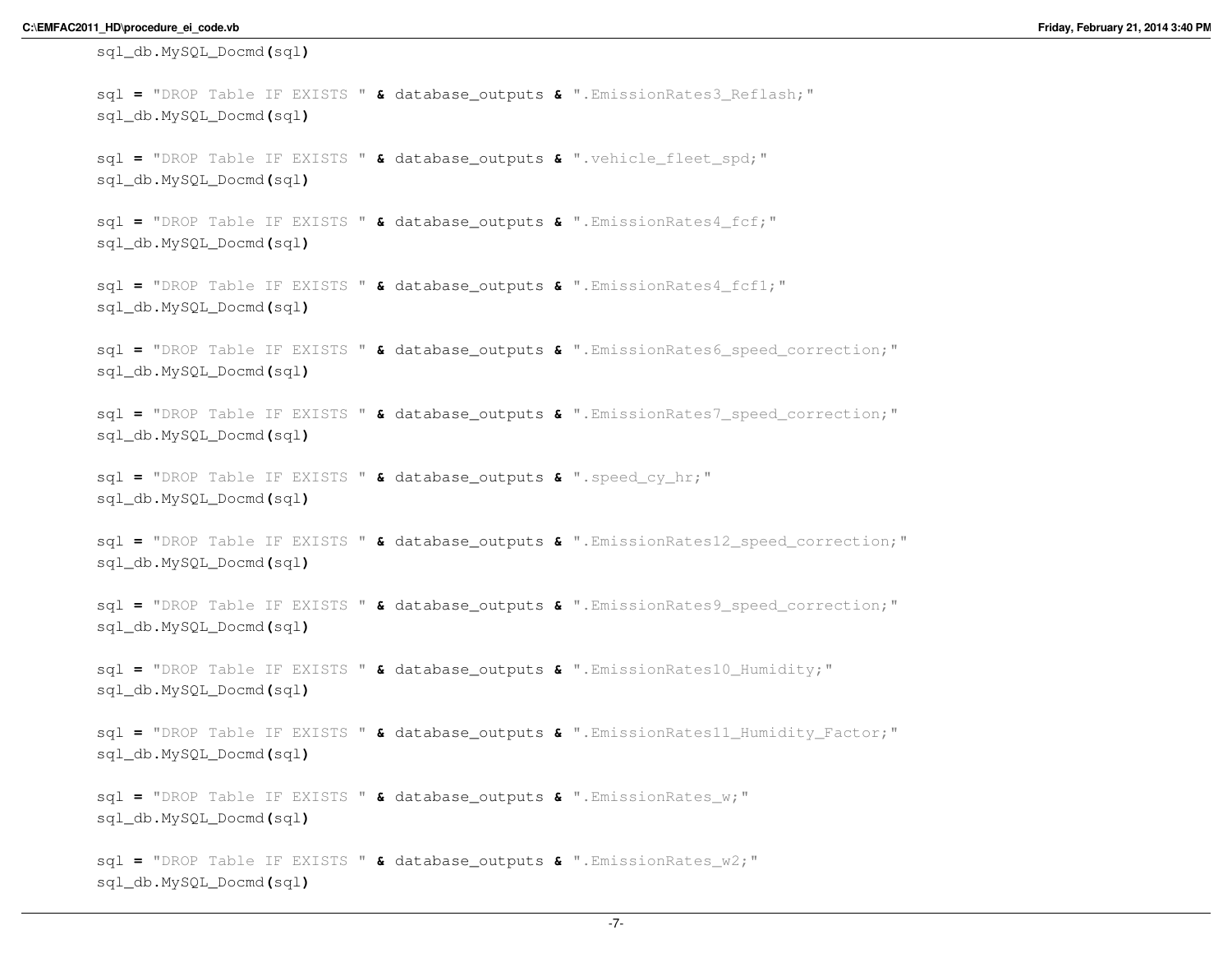```
        sql_db.MySQL_Docmd(sql)

        sql = "DROP Table IF EXISTS " & database_outputs & ".EmissionRates3_Reflash;"
        sql_db.MySQL_Docmd(sql)

        sql = "DROP Table IF EXISTS " & database_outputs & ".vehicle_fleet_spd;"
        sql_db.MySQL_Docmd(sql)

        sql = "DROP Table IF EXISTS " & database_outputs & ".EmissionRates4_fcf;"
        sql_db.MySQL_Docmd(sql)

        sql = "DROP Table IF EXISTS " & database_outputs & ".EmissionRates4_fcf1;"
        sql_db.MySQL_Docmd(sql)

        sql = "DROP Table IF EXISTS " & database_outputs & ".EmissionRates6_speed_correction;"
        sql_db.MySQL_Docmd(sql)

        sql = "DROP Table IF EXISTS " & database_outputs & ".EmissionRates7_speed_correction;"
        sql_db.MySQL_Docmd(sql)

        sql = "DROP Table IF EXISTS " & database_outputs & ".speed_cy_hr;"
        sql_db.MySQL_Docmd(sql)

        sql = "DROP Table IF EXISTS " & database_outputs & ".EmissionRates12_speed_correction;"
        sql_db.MySQL_Docmd(sql)

        sql = "DROP Table IF EXISTS " & database_outputs & ".EmissionRates9_speed_correction;"
        sql_db.MySQL_Docmd(sql)

        sql = "DROP Table IF EXISTS " & database_outputs & ".EmissionRates10_Humidity;"
        sql_db.MySQL_Docmd(sql)

        sql = "DROP Table IF EXISTS " & database_outputs & ".EmissionRates11_Humidity_Factor;"
        sql_db.MySQL_Docmd(sql)

        sql = "DROP Table IF EXISTS " & database_outputs & ".EmissionRates_w;"
        sql_db.MySQL_Docmd(sql)

        sql = "DROP Table IF EXISTS " & database_outputs & ".EmissionRates_w2;"
        sql_db.MySQL_Docmd(sql)
```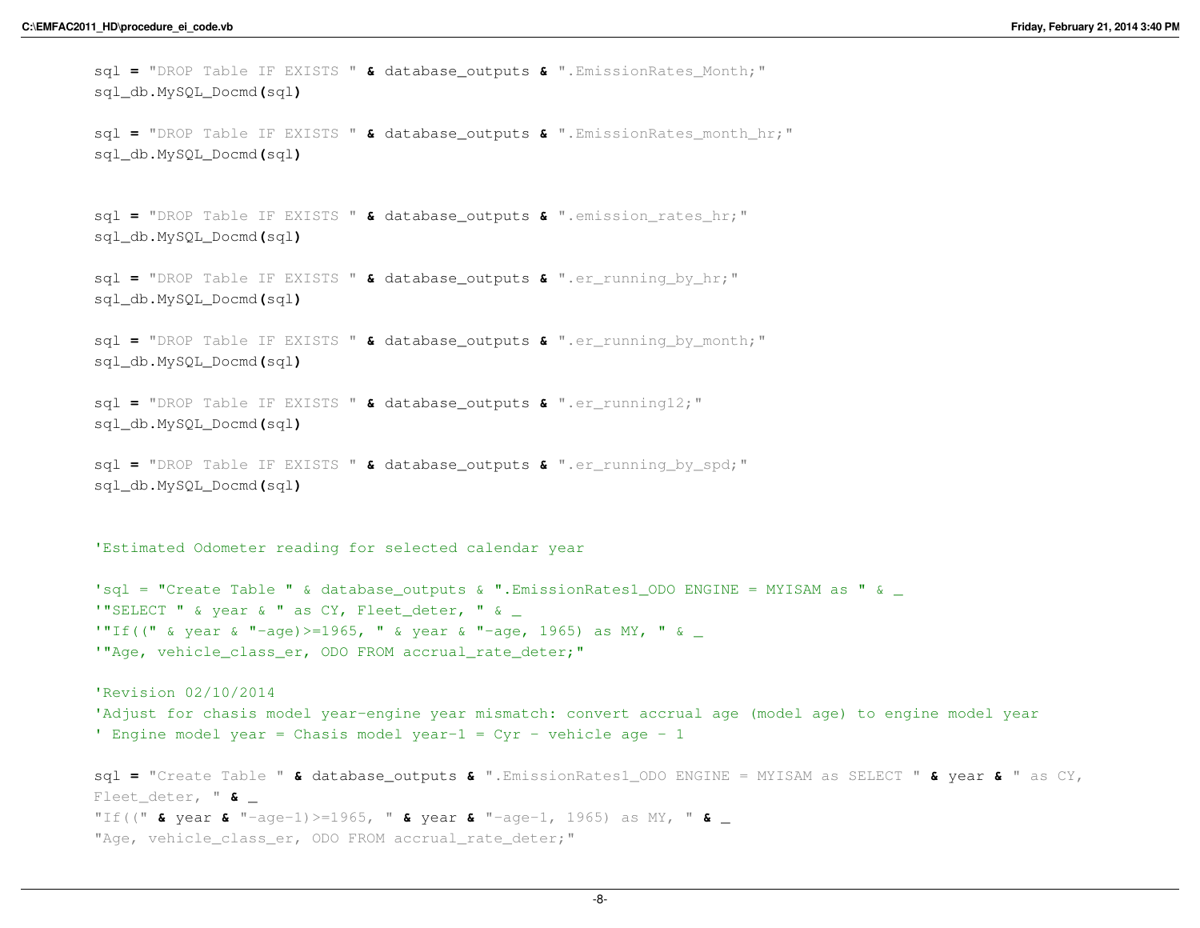```vb
        sql = "DROP Table IF EXISTS " & database_outputs & ".EmissionRates_Month;"
        sql_db.MySQL_Docmd(sql)

        sql = "DROP Table IF EXISTS " & database_outputs & ".EmissionRates_month_hr;"
        sql_db.MySQL_Docmd(sql)


        sql = "DROP Table IF EXISTS " & database_outputs & ".emission_rates_hr;"
        sql_db.MySQL_Docmd(sql)

        sql = "DROP Table IF EXISTS " & database_outputs & ".er_running_by_hr;"
        sql_db.MySQL_Docmd(sql)

        sql = "DROP Table IF EXISTS " & database_outputs & ".er_running_by_month;"
        sql_db.MySQL_Docmd(sql)

        sql = "DROP Table IF EXISTS " & database_outputs & ".er_running12;"
        sql_db.MySQL_Docmd(sql)

        sql = "DROP Table IF EXISTS " & database_outputs & ".er_running_by_spd;"
        sql_db.MySQL_Docmd(sql)


        'Estimated Odometer reading for selected calendar year

        'sql = "Create Table " & database_outputs & ".EmissionRates1_ODO ENGINE = MYISAM as " & _
        '"SELECT " & year & " as CY, Fleet_deter, " & _
        '"If((" & year & "-age)>=1965, " & year & "-age, 1965) as MY, " & _
        '"Age, vehicle_class_er, ODO FROM accrual_rate_deter;"

        'Revision 02/10/2014
        'Adjust for chasis model year-engine year mismatch: convert accrual age (model age) to engine model year
        ' Engine model year = Chasis model year-1 = Cyr - vehicle age - 1

        sql = "Create Table " & database_outputs & ".EmissionRates1_ODO ENGINE = MYISAM as SELECT " & year & " as CY,
        Fleet_deter, " & _
        "If((" & year & "-age-1)>=1965, " & year & "-age-1, 1965) as MY, " & _
        "Age, vehicle_class_er, ODO FROM accrual_rate_deter;"
```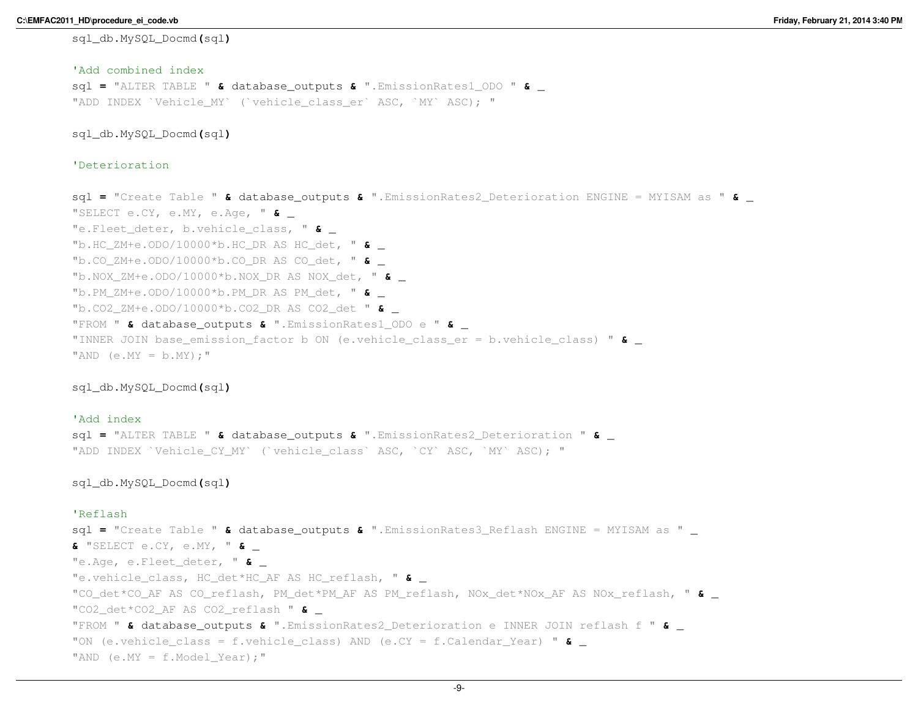```vb
        sql_db.MySQL_Docmd(sql)

        'Add combined index
        sql = "ALTER TABLE " & database_outputs & ".EmissionRates1_ODO " & _
        "ADD INDEX `Vehicle_MY` (`vehicle_class_er` ASC, `MY` ASC); "

        sql_db.MySQL_Docmd(sql)

        'Deterioration

        sql = "Create Table " & database_outputs & ".EmissionRates2_Deterioration ENGINE = MYISAM as " & _
        "SELECT e.CY, e.MY, e.Age, " & _
        "e.Fleet_deter, b.vehicle_class, " & _
        "b.HC_ZM+e.ODO/10000*b.HC_DR AS HC_det, " & _
        "b.CO_ZM+e.ODO/10000*b.CO_DR AS CO_det, " & _
        "b.NOX_ZM+e.ODO/10000*b.NOX_DR AS NOX_det, " & _
        "b.PM_ZM+e.ODO/10000*b.PM_DR AS PM_det, " & _
        "b.CO2_ZM+e.ODO/10000*b.CO2_DR AS CO2_det " & _
        "FROM " & database_outputs & ".EmissionRates1_ODO e " & _
        "INNER JOIN base_emission_factor b ON (e.vehicle_class_er = b.vehicle_class) " & _
        "AND (e.MY = b.MY);"

        sql_db.MySQL_Docmd(sql)

        'Add index
        sql = "ALTER TABLE " & database_outputs & ".EmissionRates2_Deterioration " & _
        "ADD INDEX `Vehicle_CY_MY` (`vehicle_class` ASC, `CY` ASC, `MY` ASC); "

        sql_db.MySQL_Docmd(sql)

        'Reflash
        sql = "Create Table " & database_outputs & ".EmissionRates3_Reflash ENGINE = MYISAM as " _
        & "SELECT e.CY, e.MY, " & _
        "e.Age, e.Fleet_deter, " & _
        "e.vehicle_class, HC_det*HC_AF AS HC_reflash, " & _
        "CO_det*CO_AF AS CO_reflash, PM_det*PM_AF AS PM_reflash, NOx_det*NOx_AF AS NOx_reflash, " & _
        "CO2_det*CO2_AF AS CO2_reflash " & _
        "FROM " & database_outputs & ".EmissionRates2_Deterioration e INNER JOIN reflash f " & _
        "ON (e.vehicle_class = f.vehicle_class) AND (e.CY = f.Calendar_Year) " & _
        "AND (e.MY = f.Model_Year);"
```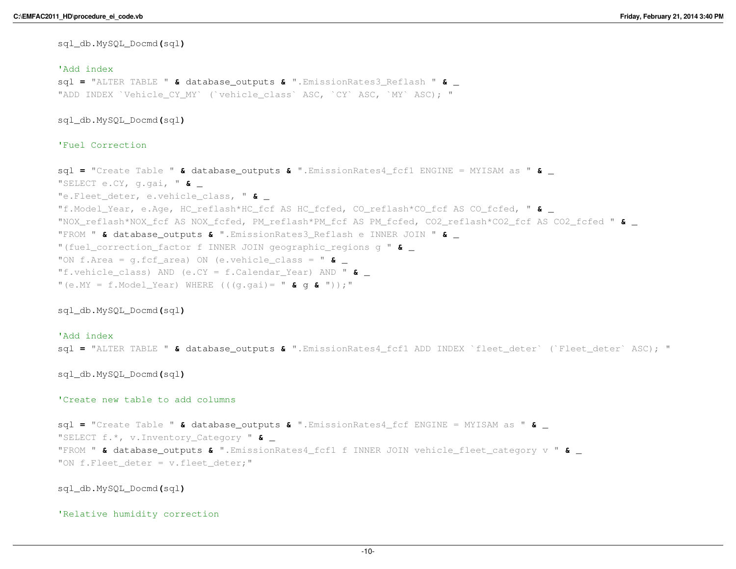```vb
        sql_db.MySQL_Docmd(sql)

        'Add index
        sql = "ALTER TABLE " & database_outputs & ".EmissionRates3_Reflash " & _
        "ADD INDEX `Vehicle_CY_MY` (`vehicle_class` ASC, `CY` ASC, `MY` ASC); "

        sql_db.MySQL_Docmd(sql)

        'Fuel Correction

        sql = "Create Table " & database_outputs & ".EmissionRates4_fcf1 ENGINE = MYISAM as " & _
        "SELECT e.CY, g.gai, " & _
        "e.Fleet_deter, e.vehicle_class, " & _
        "f.Model_Year, e.Age, HC_reflash*HC_fcf AS HC_fcfed, CO_reflash*CO_fcf AS CO_fcfed, " & _
        "NOX_reflash*NOX_fcf AS NOX_fcfed, PM_reflash*PM_fcf AS PM_fcfed, CO2_reflash*CO2_fcf AS CO2_fcfed " & _
        "FROM " & database_outputs & ".EmissionRates3_Reflash e INNER JOIN " & _
        "(fuel_correction_factor f INNER JOIN geographic_regions g " & _
        "ON f.Area = g.fcf_area) ON (e.vehicle_class = " & _
        "f.vehicle_class) AND (e.CY = f.Calendar_Year) AND " & _
        "(e.MY = f.Model_Year) WHERE (((g.gai)= " & g & "));"

        sql_db.MySQL_Docmd(sql)

        'Add index
        sql = "ALTER TABLE " & database_outputs & ".EmissionRates4_fcf1 ADD INDEX `fleet_deter` (`Fleet_deter` ASC); "

        sql_db.MySQL_Docmd(sql)

        'Create new table to add columns

        sql = "Create Table " & database_outputs & ".EmissionRates4_fcf ENGINE = MYISAM as " & _
        "SELECT f.*, v.Inventory_Category " & _
        "FROM " & database_outputs & ".EmissionRates4_fcf1 f INNER JOIN vehicle_fleet_category v " & _
        "ON f.Fleet_deter = v.fleet_deter;"

        sql_db.MySQL_Docmd(sql)

        'Relative humidity correction
```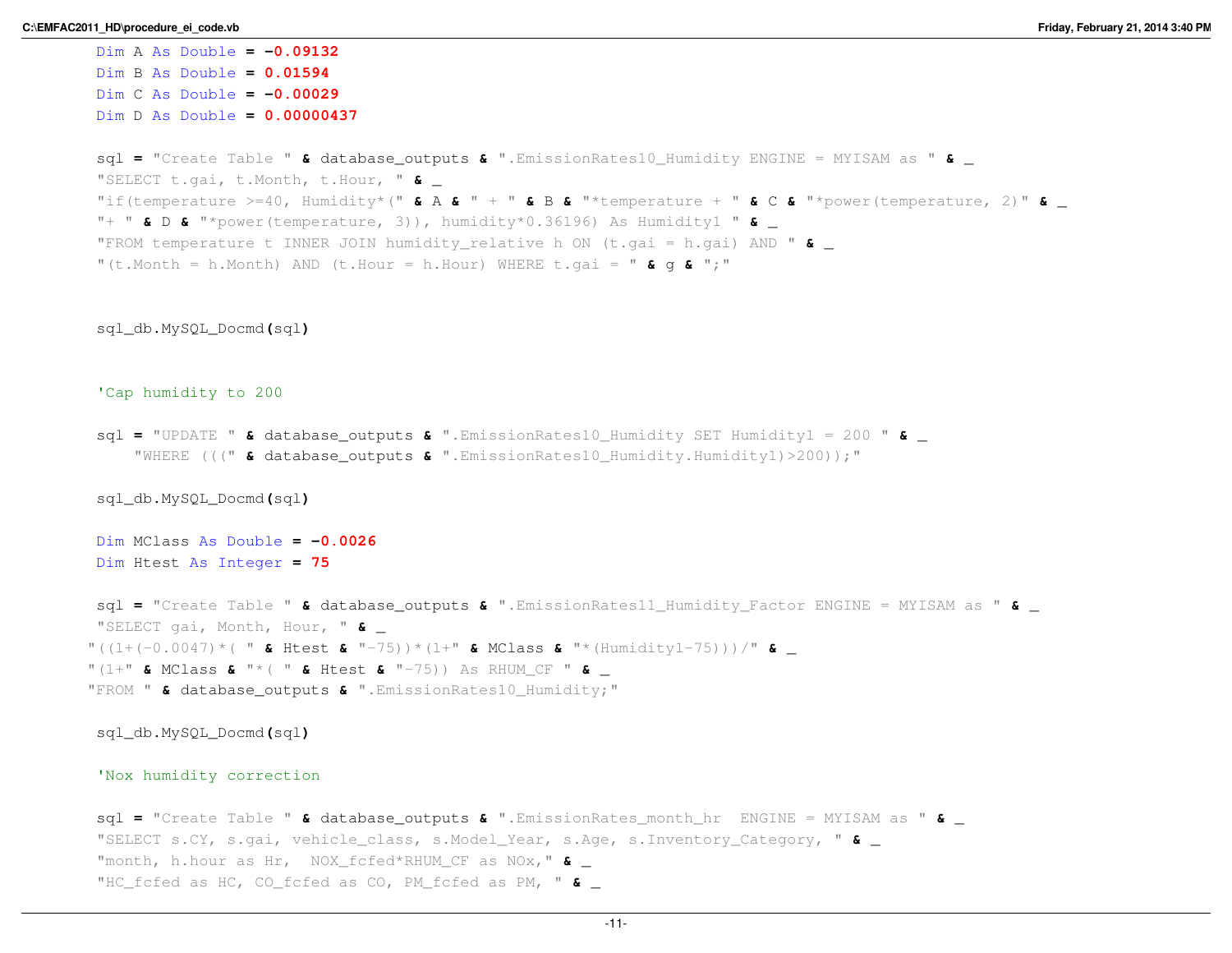```vb
        Dim A As Double = -0.09132
        Dim B As Double = 0.01594
        Dim C As Double = -0.00029
        Dim D As Double = 0.00000437

        sql = "Create Table " & database_outputs & ".EmissionRates10_Humidity ENGINE = MYISAM as " & _
        "SELECT t.gai, t.Month, t.Hour, " & _
        "if(temperature >=40, Humidity*(" & A & " + " & B & "*temperature + " & C & "*power(temperature, 2)" & _
        "+ " & D & "*power(temperature, 3)), humidity*0.36196) As Humidity1 " & _
        "FROM temperature t INNER JOIN humidity_relative h ON (t.gai = h.gai) AND " & _
        "(t.Month = h.Month) AND (t.Hour = h.Hour) WHERE t.gai = " & g & ";"


        sql_db.MySQL_Docmd(sql)


        'Cap humidity to 200

        sql = "UPDATE " & database_outputs & ".EmissionRates10_Humidity SET Humidity1 = 200 " & _
            "WHERE (((" & database_outputs & ".EmissionRates10_Humidity.Humidity1)>200));"

        sql_db.MySQL_Docmd(sql)

        Dim MClass As Double = -0.0026
        Dim Htest As Integer = 75

        sql = "Create Table " & database_outputs & ".EmissionRates11_Humidity_Factor ENGINE = MYISAM as " & _
        "SELECT gai, Month, Hour, " & _
       "((1+(-0.0047)*( " & Htest & "-75))*(1+" & MClass & "*(Humidity1-75)))/" & _
       "(1+" & MClass & "*( " & Htest & "-75)) As RHUM_CF " & _
       "FROM " & database_outputs & ".EmissionRates10_Humidity;"

        sql_db.MySQL_Docmd(sql)

        'Nox humidity correction

        sql = "Create Table " & database_outputs & ".EmissionRates_month_hr  ENGINE = MYISAM as " & _
        "SELECT s.CY, s.gai, vehicle_class, s.Model_Year, s.Age, s.Inventory_Category, " & _
        "month, h.hour as Hr,  NOX_fcfed*RHUM_CF as NOx," & _
        "HC_fcfed as HC, CO_fcfed as CO, PM_fcfed as PM, " & _
```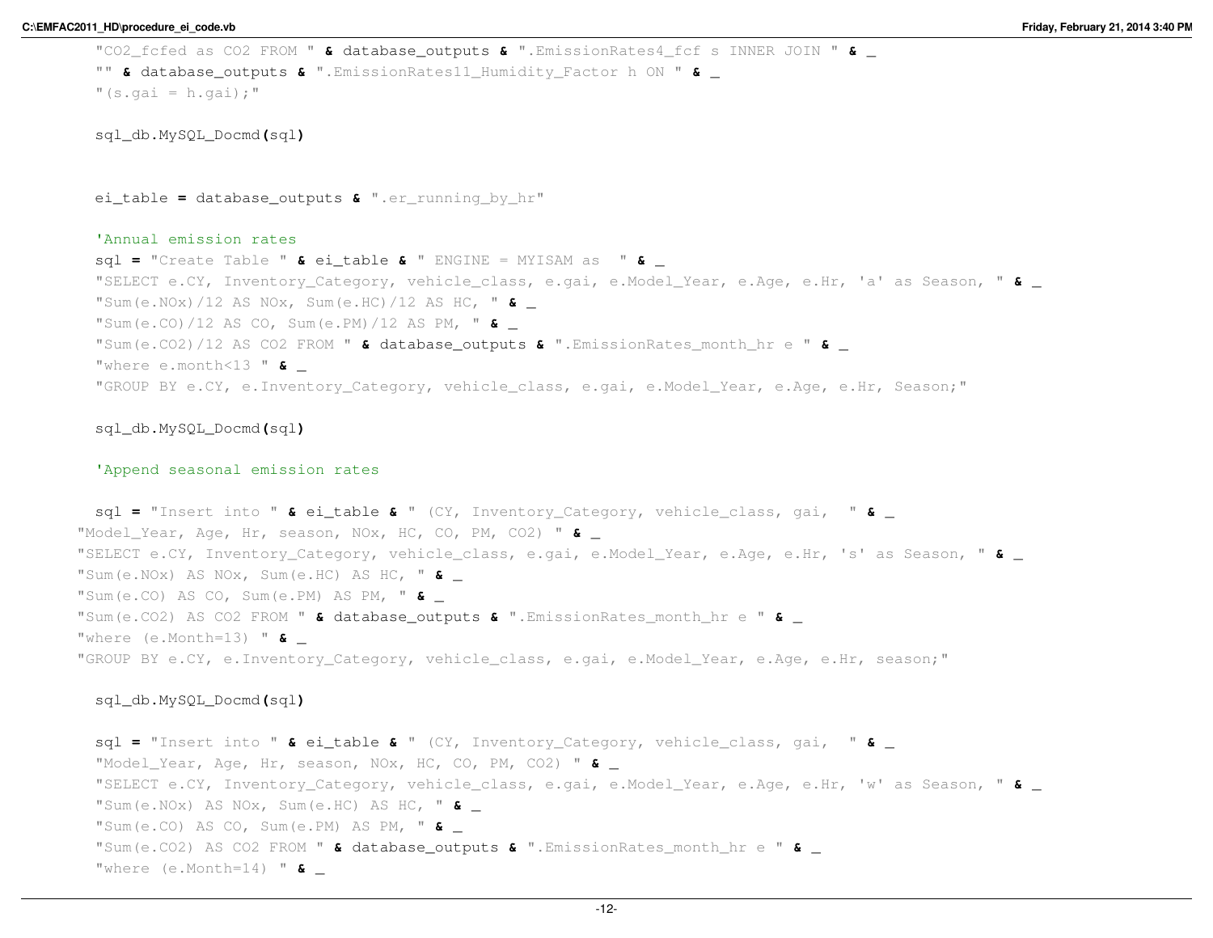```vb
        "CO2_fcfed as CO2 FROM " & database_outputs & ".EmissionRates4_fcf s INNER JOIN " & _
        "" & database_outputs & ".EmissionRates11_Humidity_Factor h ON " & _
        "(s.gai = h.gai);"

        sql_db.MySQL_Docmd(sql)


        ei_table = database_outputs & ".er_running_by_hr"

        'Annual emission rates
        sql = "Create Table " & ei_table & " ENGINE = MYISAM as  " & _
        "SELECT e.CY, Inventory_Category, vehicle_class, e.gai, e.Model_Year, e.Age, e.Hr, 'a' as Season, " & _
        "Sum(e.NOx)/12 AS NOx, Sum(e.HC)/12 AS HC, " & _
        "Sum(e.CO)/12 AS CO, Sum(e.PM)/12 AS PM, " & _
        "Sum(e.CO2)/12 AS CO2 FROM " & database_outputs & ".EmissionRates_month_hr e " & _
        "where e.month<13 " & _
        "GROUP BY e.CY, e.Inventory_Category, vehicle_class, e.gai, e.Model_Year, e.Age, e.Hr, Season;"

        sql_db.MySQL_Docmd(sql)

        'Append seasonal emission rates

        sql = "Insert into " & ei_table & " (CY, Inventory_Category, vehicle_class, gai,  " & _
      "Model_Year, Age, Hr, season, NOx, HC, CO, PM, CO2) " & _
      "SELECT e.CY, Inventory_Category, vehicle_class, e.gai, e.Model_Year, e.Age, e.Hr, 's' as Season, " & _
      "Sum(e.NOx) AS NOx, Sum(e.HC) AS HC, " & _
      "Sum(e.CO) AS CO, Sum(e.PM) AS PM, " & _
      "Sum(e.CO2) AS CO2 FROM " & database_outputs & ".EmissionRates_month_hr e " & _
      "where (e.Month=13) " & _
      "GROUP BY e.CY, e.Inventory_Category, vehicle_class, e.gai, e.Model_Year, e.Age, e.Hr, season;"

        sql_db.MySQL_Docmd(sql)

        sql = "Insert into " & ei_table & " (CY, Inventory_Category, vehicle_class, gai,  " & _
        "Model_Year, Age, Hr, season, NOx, HC, CO, PM, CO2) " & _
        "SELECT e.CY, Inventory_Category, vehicle_class, e.gai, e.Model_Year, e.Age, e.Hr, 'w' as Season, " & _
        "Sum(e.NOx) AS NOx, Sum(e.HC) AS HC, " & _
        "Sum(e.CO) AS CO, Sum(e.PM) AS PM, " & _
        "Sum(e.CO2) AS CO2 FROM " & database_outputs & ".EmissionRates_month_hr e " & _
        "where (e.Month=14) " & _
```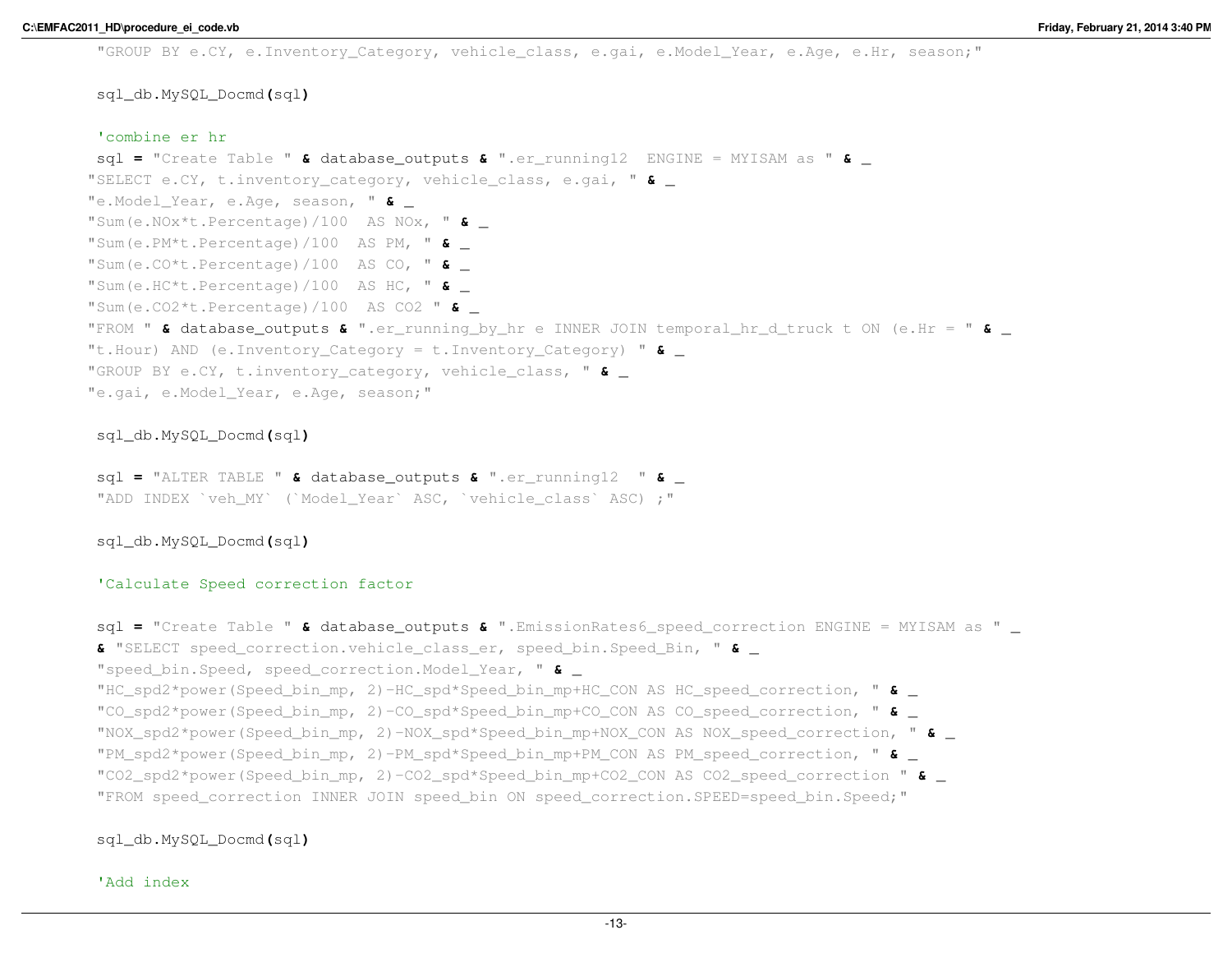```vb
        "GROUP BY e.CY, e.Inventory_Category, vehicle_class, e.gai, e.Model_Year, e.Age, e.Hr, season;"

        sql_db.MySQL_Docmd(sql)

        'combine er hr
        sql = "Create Table " & database_outputs & ".er_running12  ENGINE = MYISAM as " & _
       "SELECT e.CY, t.inventory_category, vehicle_class, e.gai, " & _
       "e.Model_Year, e.Age, season, " & _
       "Sum(e.NOx*t.Percentage)/100  AS NOx, " & _
       "Sum(e.PM*t.Percentage)/100  AS PM, " & _
       "Sum(e.CO*t.Percentage)/100  AS CO, " & _
       "Sum(e.HC*t.Percentage)/100  AS HC, " & _
       "Sum(e.CO2*t.Percentage)/100  AS CO2 " & _
       "FROM " & database_outputs & ".er_running_by_hr e INNER JOIN temporal_hr_d_truck t ON (e.Hr = " & _
       "t.Hour) AND (e.Inventory_Category = t.Inventory_Category) " & _
       "GROUP BY e.CY, t.inventory_category, vehicle_class, " & _
       "e.gai, e.Model_Year, e.Age, season;"

        sql_db.MySQL_Docmd(sql)

        sql = "ALTER TABLE " & database_outputs & ".er_running12  " & _
        "ADD INDEX `veh_MY` (`Model_Year` ASC, `vehicle_class` ASC) ;"

        sql_db.MySQL_Docmd(sql)

        'Calculate Speed correction factor

        sql = "Create Table " & database_outputs & ".EmissionRates6_speed_correction ENGINE = MYISAM as " _
        & "SELECT speed_correction.vehicle_class_er, speed_bin.Speed_Bin, " & _
        "speed_bin.Speed, speed_correction.Model_Year, " & _
        "HC_spd2*power(Speed_bin_mp, 2)-HC_spd*Speed_bin_mp+HC_CON AS HC_speed_correction, " & _
        "CO_spd2*power(Speed_bin_mp, 2)-CO_spd*Speed_bin_mp+CO_CON AS CO_speed_correction, " & _
        "NOX_spd2*power(Speed_bin_mp, 2)-NOX_spd*Speed_bin_mp+NOX_CON AS NOX_speed_correction, " & _
        "PM_spd2*power(Speed_bin_mp, 2)-PM_spd*Speed_bin_mp+PM_CON AS PM_speed_correction, " & _
        "CO2_spd2*power(Speed_bin_mp, 2)-CO2_spd*Speed_bin_mp+CO2_CON AS CO2_speed_correction " & _
        "FROM speed_correction INNER JOIN speed_bin ON speed_correction.SPEED=speed_bin.Speed;"

        sql_db.MySQL_Docmd(sql)

        'Add index
```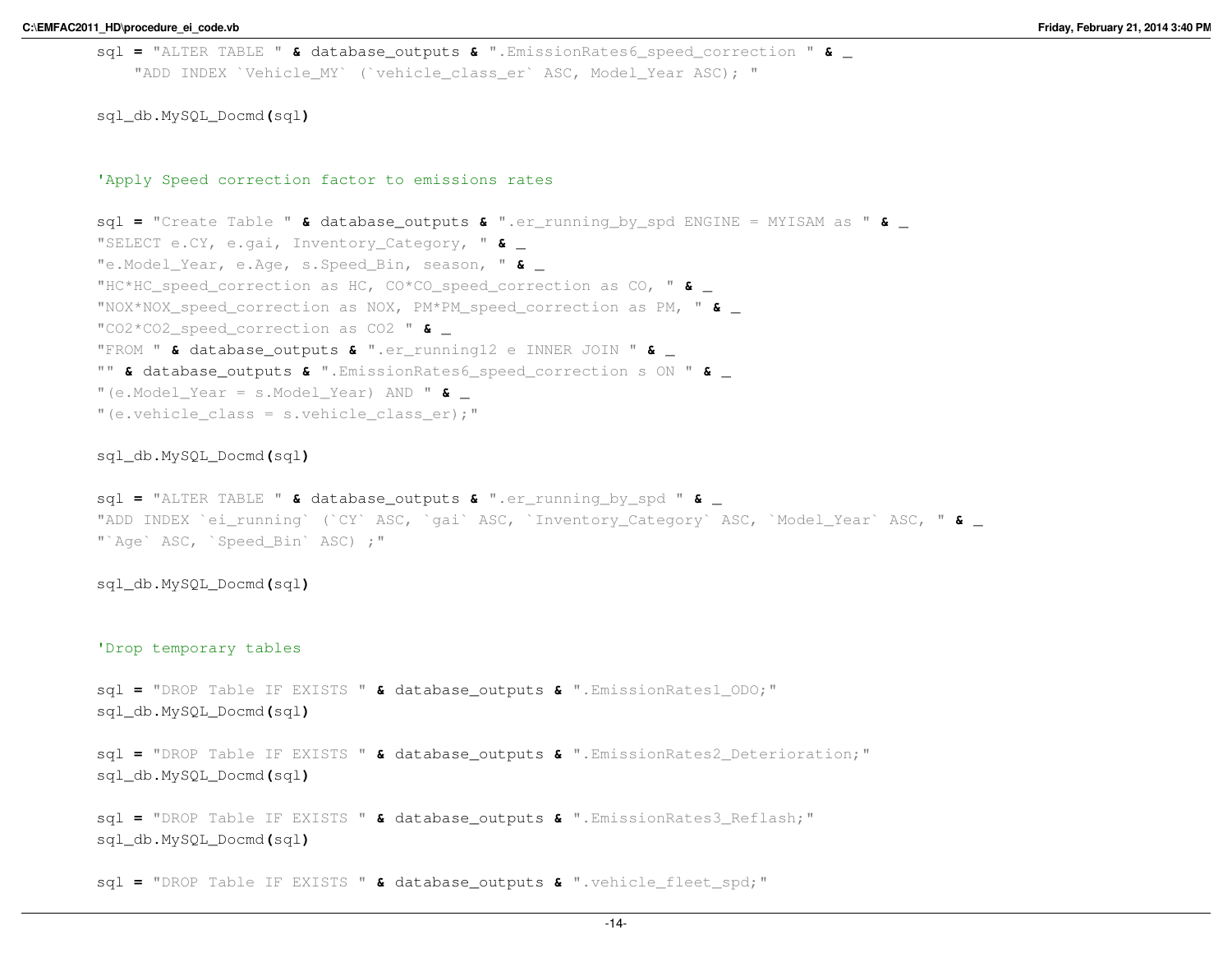```
        sql = "ALTER TABLE " & database_outputs & ".EmissionRates6_speed_correction " & _
            "ADD INDEX `Vehicle_MY` (`vehicle_class_er` ASC, Model_Year ASC); "

        sql_db.MySQL_Docmd(sql)


        'Apply Speed correction factor to emissions rates

        sql = "Create Table " & database_outputs & ".er_running_by_spd ENGINE = MYISAM as " & _
        "SELECT e.CY, e.gai, Inventory_Category, " & _
        "e.Model_Year, e.Age, s.Speed_Bin, season, " & _
        "HC*HC_speed_correction as HC, CO*CO_speed_correction as CO, " & _
        "NOX*NOX_speed_correction as NOX, PM*PM_speed_correction as PM, " & _
        "CO2*CO2_speed_correction as CO2 " & _
        "FROM " & database_outputs & ".er_running12 e INNER JOIN " & _
        "" & database_outputs & ".EmissionRates6_speed_correction s ON " & _
        "(e.Model_Year = s.Model_Year) AND " & _
        "(e.vehicle_class = s.vehicle_class_er);"

        sql_db.MySQL_Docmd(sql)

        sql = "ALTER TABLE " & database_outputs & ".er_running_by_spd " & _
        "ADD INDEX `ei_running` (`CY` ASC, `gai` ASC, `Inventory_Category` ASC, `Model_Year` ASC, " & _
        "`Age` ASC, `Speed_Bin` ASC) ;"

        sql_db.MySQL_Docmd(sql)


        'Drop temporary tables

        sql = "DROP Table IF EXISTS " & database_outputs & ".EmissionRates1_ODO;"
        sql_db.MySQL_Docmd(sql)

        sql = "DROP Table IF EXISTS " & database_outputs & ".EmissionRates2_Deterioration;"
        sql_db.MySQL_Docmd(sql)

        sql = "DROP Table IF EXISTS " & database_outputs & ".EmissionRates3_Reflash;"
        sql_db.MySQL_Docmd(sql)

        sql = "DROP Table IF EXISTS " & database_outputs & ".vehicle_fleet_spd;"
```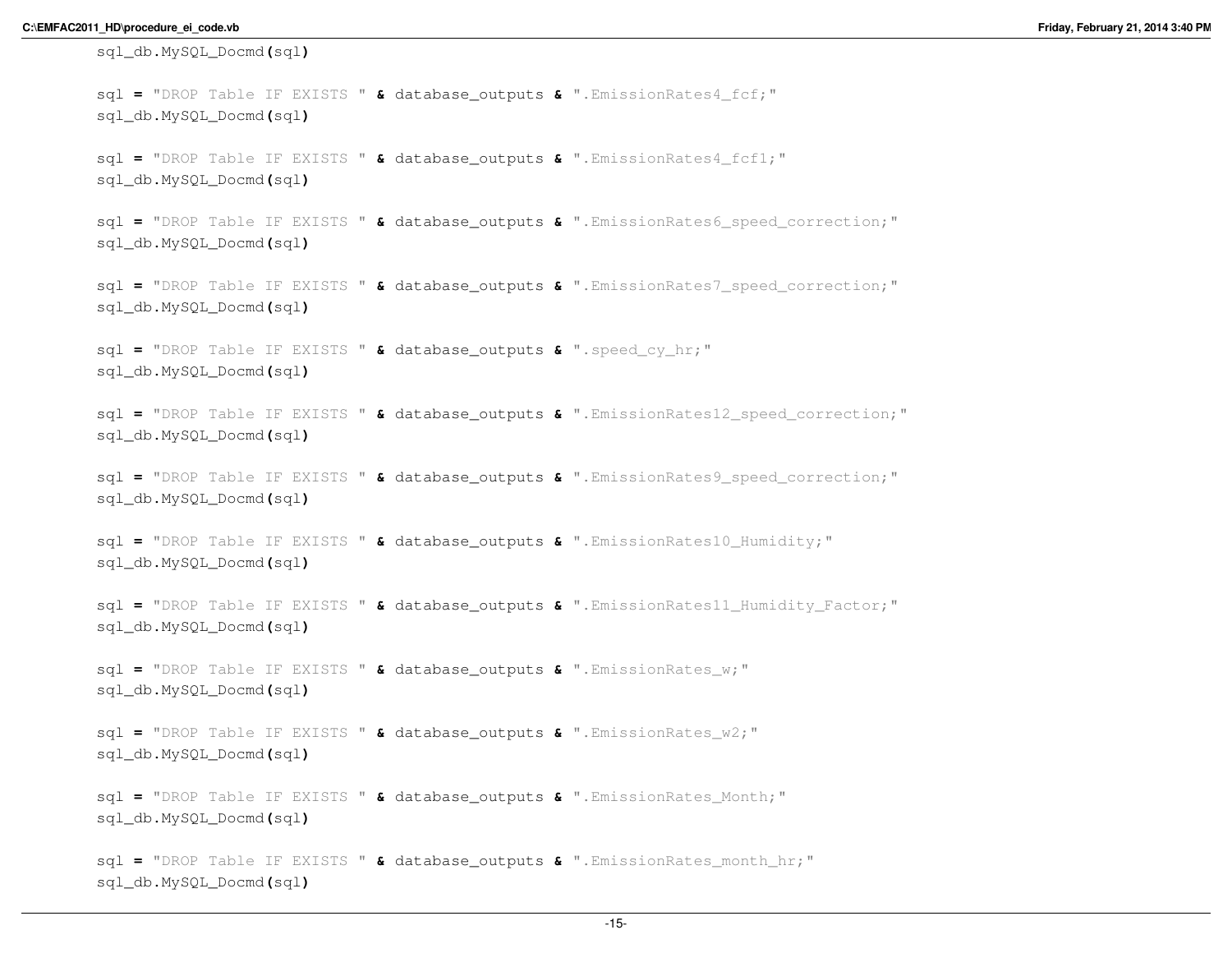```
        sql_db.MySQL_Docmd(sql)

        sql = "DROP Table IF EXISTS " & database_outputs & ".EmissionRates4_fcf;"
        sql_db.MySQL_Docmd(sql)

        sql = "DROP Table IF EXISTS " & database_outputs & ".EmissionRates4_fcf1;"
        sql_db.MySQL_Docmd(sql)

        sql = "DROP Table IF EXISTS " & database_outputs & ".EmissionRates6_speed_correction;"
        sql_db.MySQL_Docmd(sql)

        sql = "DROP Table IF EXISTS " & database_outputs & ".EmissionRates7_speed_correction;"
        sql_db.MySQL_Docmd(sql)

        sql = "DROP Table IF EXISTS " & database_outputs & ".speed_cy_hr;"
        sql_db.MySQL_Docmd(sql)

        sql = "DROP Table IF EXISTS " & database_outputs & ".EmissionRates12_speed_correction;"
        sql_db.MySQL_Docmd(sql)

        sql = "DROP Table IF EXISTS " & database_outputs & ".EmissionRates9_speed_correction;"
        sql_db.MySQL_Docmd(sql)

        sql = "DROP Table IF EXISTS " & database_outputs & ".EmissionRates10_Humidity;"
        sql_db.MySQL_Docmd(sql)

        sql = "DROP Table IF EXISTS " & database_outputs & ".EmissionRates11_Humidity_Factor;"
        sql_db.MySQL_Docmd(sql)

        sql = "DROP Table IF EXISTS " & database_outputs & ".EmissionRates_w;"
        sql_db.MySQL_Docmd(sql)

        sql = "DROP Table IF EXISTS " & database_outputs & ".EmissionRates_w2;"
        sql_db.MySQL_Docmd(sql)

        sql = "DROP Table IF EXISTS " & database_outputs & ".EmissionRates_Month;"
        sql_db.MySQL_Docmd(sql)

        sql = "DROP Table IF EXISTS " & database_outputs & ".EmissionRates_month_hr;"
        sql_db.MySQL_Docmd(sql)
```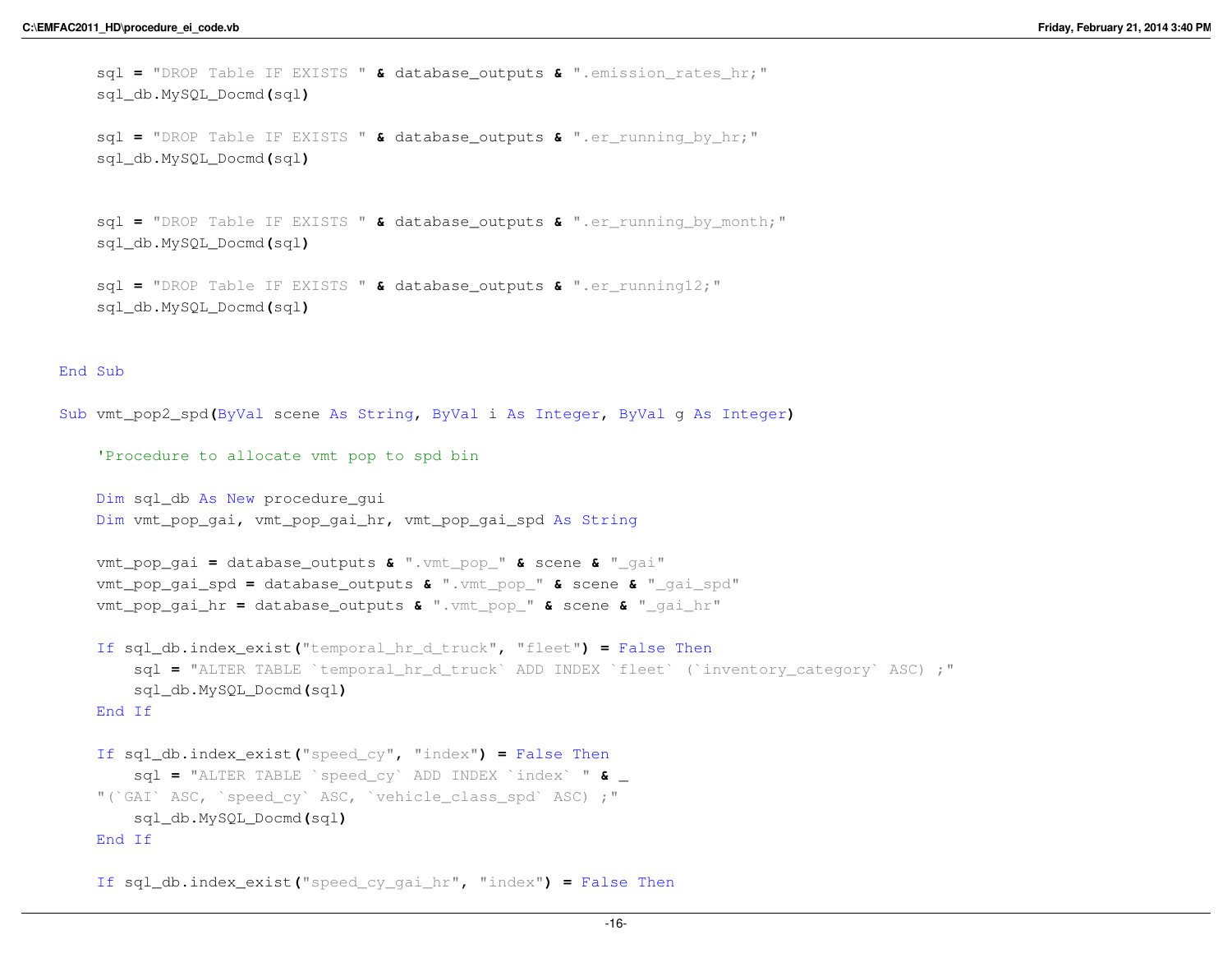```
        sql = "DROP Table IF EXISTS " & database_outputs & ".emission_rates_hr;"
        sql_db.MySQL_Docmd(sql)

        sql = "DROP Table IF EXISTS " & database_outputs & ".er_running_by_hr;"
        sql_db.MySQL_Docmd(sql)


        sql = "DROP Table IF EXISTS " & database_outputs & ".er_running_by_month;"
        sql_db.MySQL_Docmd(sql)

        sql = "DROP Table IF EXISTS " & database_outputs & ".er_running12;"
        sql_db.MySQL_Docmd(sql)


    End Sub

    Sub vmt_pop2_spd(ByVal scene As String, ByVal i As Integer, ByVal g As Integer)

        'Procedure to allocate vmt pop to spd bin

        Dim sql_db As New procedure_gui
        Dim vmt_pop_gai, vmt_pop_gai_hr, vmt_pop_gai_spd As String

        vmt_pop_gai = database_outputs & ".vmt_pop_" & scene & "_gai"
        vmt_pop_gai_spd = database_outputs & ".vmt_pop_" & scene & "_gai_spd"
        vmt_pop_gai_hr = database_outputs & ".vmt_pop_" & scene & "_gai_hr"

        If sql_db.index_exist("temporal_hr_d_truck", "fleet") = False Then
            sql = "ALTER TABLE `temporal_hr_d_truck` ADD INDEX `fleet` (`inventory_category` ASC) ;"
            sql_db.MySQL_Docmd(sql)
        End If

        If sql_db.index_exist("speed_cy", "index") = False Then
            sql = "ALTER TABLE `speed_cy` ADD INDEX `index` " & _
        "(`GAI` ASC, `speed_cy` ASC, `vehicle_class_spd` ASC) ;"
            sql_db.MySQL_Docmd(sql)
        End If

        If sql_db.index_exist("speed_cy_gai_hr", "index") = False Then
```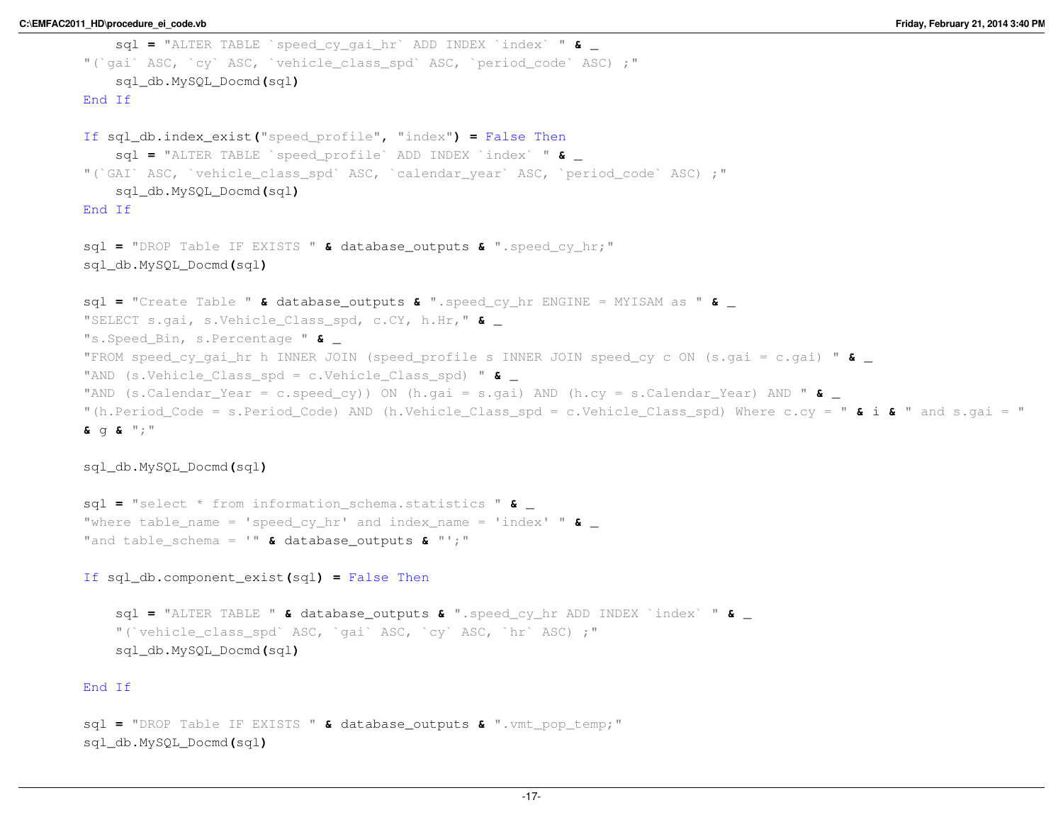```vb
            sql = "ALTER TABLE `speed_cy_gai_hr` ADD INDEX `index` " & _
        "(`gai` ASC, `cy` ASC, `vehicle_class_spd` ASC, `period_code` ASC) ;"
            sql_db.MySQL_Docmd(sql)
        End If

        If sql_db.index_exist("speed_profile", "index") = False Then
            sql = "ALTER TABLE `speed_profile` ADD INDEX `index` " & _
        "(`GAI` ASC, `vehicle_class_spd` ASC, `calendar_year` ASC, `period_code` ASC) ;"
            sql_db.MySQL_Docmd(sql)
        End If

        sql = "DROP Table IF EXISTS " & database_outputs & ".speed_cy_hr;"
        sql_db.MySQL_Docmd(sql)

        sql = "Create Table " & database_outputs & ".speed_cy_hr ENGINE = MYISAM as " & _
        "SELECT s.gai, s.Vehicle_Class_spd, c.CY, h.Hr," & _
        "s.Speed_Bin, s.Percentage " & _
        "FROM speed_cy_gai_hr h INNER JOIN (speed_profile s INNER JOIN speed_cy c ON (s.gai = c.gai) " & _
        "AND (s.Vehicle_Class_spd = c.Vehicle_Class_spd) " & _
        "AND (s.Calendar_Year = c.speed_cy)) ON (h.gai = s.gai) AND (h.cy = s.Calendar_Year) AND " & _
        "(h.Period_Code = s.Period_Code) AND (h.Vehicle_Class_spd = c.Vehicle_Class_spd) Where c.cy = " & i & " and s.gai = "
        & g & ";"

        sql_db.MySQL_Docmd(sql)

        sql = "select * from information_schema.statistics " & _
        "where table_name = 'speed_cy_hr' and index_name = 'index' " & _
        "and table_schema = '" & database_outputs & "';"

        If sql_db.component_exist(sql) = False Then

            sql = "ALTER TABLE " & database_outputs & ".speed_cy_hr ADD INDEX `index` " & _
            "(`vehicle_class_spd` ASC, `gai` ASC, `cy` ASC, `hr` ASC) ;"
            sql_db.MySQL_Docmd(sql)

        End If

        sql = "DROP Table IF EXISTS " & database_outputs & ".vmt_pop_temp;"
        sql_db.MySQL_Docmd(sql)
```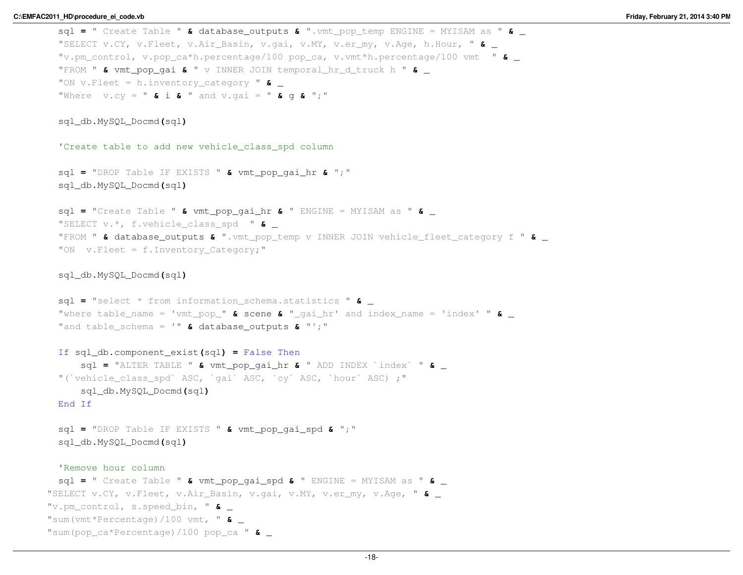```
        sql = " Create Table " & database_outputs & ".vmt_pop_temp ENGINE = MYISAM as " & _
        "SELECT v.CY, v.Fleet, v.Air_Basin, v.gai, v.MY, v.er_my, v.Age, h.Hour, " & _
        "v.pm_control, v.pop_ca*h.percentage/100 pop_ca, v.vmt*h.percentage/100 vmt  " & _
        "FROM " & vmt_pop_gai & " v INNER JOIN temporal_hr_d_truck h " & _
        "ON v.Fleet = h.inventory_category " & _
        "Where  v.cy = " & i & " and v.gai = " & g & ";"

        sql_db.MySQL_Docmd(sql)

        'Create table to add new vehicle_class_spd column

        sql = "DROP Table IF EXISTS " & vmt_pop_gai_hr & ";"
        sql_db.MySQL_Docmd(sql)

        sql = "Create Table " & vmt_pop_gai_hr & " ENGINE = MYISAM as " & _
        "SELECT v.*, f.vehicle_class_spd  " & _
        "FROM " & database_outputs & ".vmt_pop_temp v INNER JOIN vehicle_fleet_category f " & _
        "ON  v.Fleet = f.Inventory_Category;"

        sql_db.MySQL_Docmd(sql)

        sql = "select * from information_schema.statistics " & _
        "where table_name = 'vmt_pop_" & scene & "_gai_hr' and index_name = 'index' " & _
        "and table_schema = '" & database_outputs & "';"

        If sql_db.component_exist(sql) = False Then
            sql = "ALTER TABLE " & vmt_pop_gai_hr & " ADD INDEX `index` " & _
        "(`vehicle_class_spd` ASC, `gai` ASC, `cy` ASC, `hour` ASC) ;"
            sql_db.MySQL_Docmd(sql)
        End If

        sql = "DROP Table IF EXISTS " & vmt_pop_gai_spd & ";"
        sql_db.MySQL_Docmd(sql)

        'Remove hour column
        sql = " Create Table " & vmt_pop_gai_spd & " ENGINE = MYISAM as " & _
      "SELECT v.CY, v.Fleet, v.Air_Basin, v.gai, v.MY, v.er_my, v.Age, " & _
      "v.pm_control, s.speed_bin, " & _
      "sum(vmt*Percentage)/100 vmt, " & _
      "sum(pop_ca*Percentage)/100 pop_ca " & _
```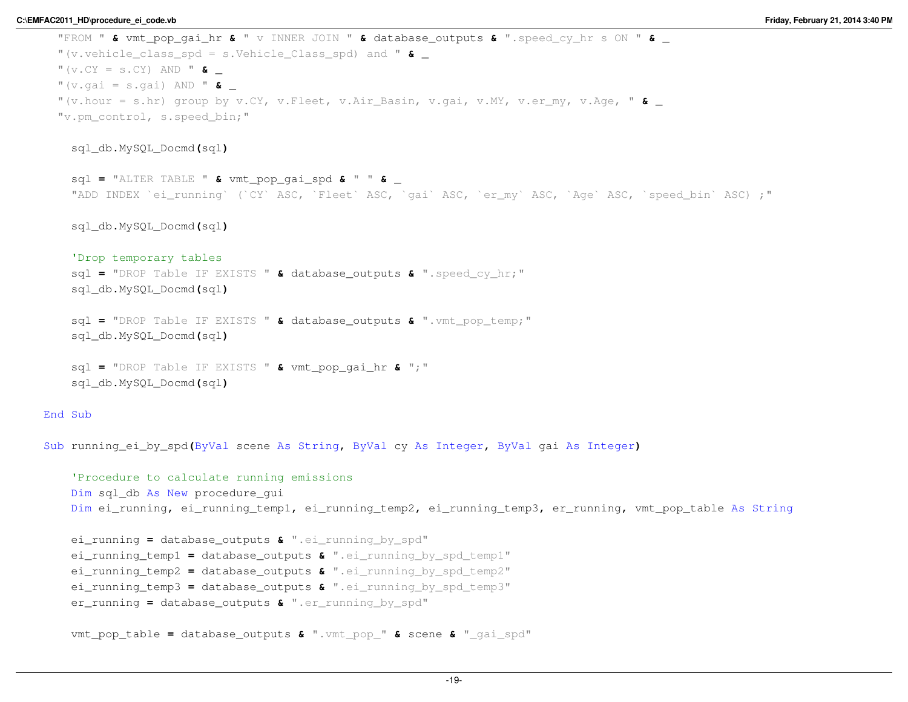```
        "FROM " & vmt_pop_gai_hr & " v INNER JOIN " & database_outputs & ".speed_cy_hr s ON " & _
        "(v.vehicle_class_spd = s.Vehicle_Class_spd) and " & _
        "(v.CY = s.CY) AND " & _
        "(v.gai = s.gai) AND " & _
        "(v.hour = s.hr) group by v.CY, v.Fleet, v.Air_Basin, v.gai, v.MY, v.er_my, v.Age, " & _
        "v.pm_control, s.speed_bin;"

        sql_db.MySQL_Docmd(sql)

        sql = "ALTER TABLE " & vmt_pop_gai_spd & " " & _
        "ADD INDEX `ei_running` (`CY` ASC, `Fleet` ASC, `gai` ASC, `er_my` ASC, `Age` ASC, `speed_bin` ASC) ;"

        sql_db.MySQL_Docmd(sql)

        'Drop temporary tables
        sql = "DROP Table IF EXISTS " & database_outputs & ".speed_cy_hr;"
        sql_db.MySQL_Docmd(sql)

        sql = "DROP Table IF EXISTS " & database_outputs & ".vmt_pop_temp;"
        sql_db.MySQL_Docmd(sql)

        sql = "DROP Table IF EXISTS " & vmt_pop_gai_hr & ";"
        sql_db.MySQL_Docmd(sql)

    End Sub

    Sub running_ei_by_spd(ByVal scene As String, ByVal cy As Integer, ByVal gai As Integer)

        'Procedure to calculate running emissions
        Dim sql_db As New procedure_gui
        Dim ei_running, ei_running_temp1, ei_running_temp2, ei_running_temp3, er_running, vmt_pop_table As String

        ei_running = database_outputs & ".ei_running_by_spd"
        ei_running_temp1 = database_outputs & ".ei_running_by_spd_temp1"
        ei_running_temp2 = database_outputs & ".ei_running_by_spd_temp2"
        ei_running_temp3 = database_outputs & ".ei_running_by_spd_temp3"
        er_running = database_outputs & ".er_running_by_spd"

        vmt_pop_table = database_outputs & ".vmt_pop_" & scene & "_gai_spd"
```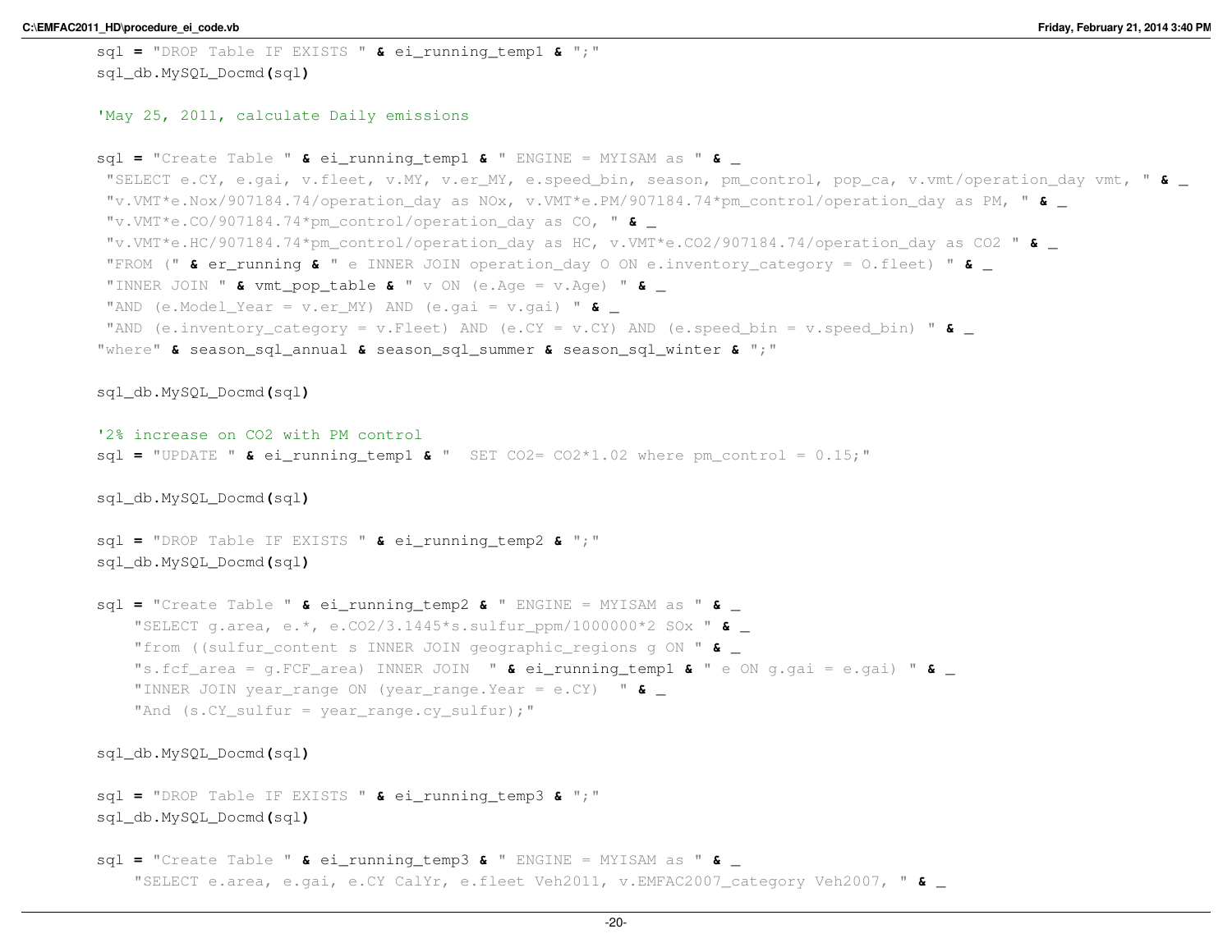```vb
        sql = "DROP Table IF EXISTS " & ei_running_temp1 & ";"
        sql_db.MySQL_Docmd(sql)

        'May 25, 2011, calculate Daily emissions

        sql = "Create Table " & ei_running_temp1 & " ENGINE = MYISAM as " & _
         "SELECT e.CY, e.gai, v.fleet, v.MY, v.er_MY, e.speed_bin, season, pm_control, pop_ca, v.vmt/operation_day vmt, " & _
         "v.VMT*e.Nox/907184.74/operation_day as NOx, v.VMT*e.PM/907184.74*pm_control/operation_day as PM, " & _
         "v.VMT*e.CO/907184.74*pm_control/operation_day as CO, " & _
         "v.VMT*e.HC/907184.74*pm_control/operation_day as HC, v.VMT*e.CO2/907184.74/operation_day as CO2 " & _
         "FROM (" & er_running & " e INNER JOIN operation_day O ON e.inventory_category = O.fleet) " & _
         "INNER JOIN " & vmt_pop_table & " v ON (e.Age = v.Age) " & _
         "AND (e.Model_Year = v.er_MY) AND (e.gai = v.gai) " & _
         "AND (e.inventory_category = v.Fleet) AND (e.CY = v.CY) AND (e.speed_bin = v.speed_bin) " & _
        "where" & season_sql_annual & season_sql_summer & season_sql_winter & ";"

        sql_db.MySQL_Docmd(sql)

        '2% increase on CO2 with PM control
        sql = "UPDATE " & ei_running_temp1 & "  SET CO2= CO2*1.02 where pm_control = 0.15;"

        sql_db.MySQL_Docmd(sql)

        sql = "DROP Table IF EXISTS " & ei_running_temp2 & ";"
        sql_db.MySQL_Docmd(sql)

        sql = "Create Table " & ei_running_temp2 & " ENGINE = MYISAM as " & _
            "SELECT g.area, e.*, e.CO2/3.1445*s.sulfur_ppm/1000000*2 SOx " & _
            "from ((sulfur_content s INNER JOIN geographic_regions g ON " & _
            "s.fcf_area = g.FCF_area) INNER JOIN  " & ei_running_temp1 & " e ON g.gai = e.gai) " & _
            "INNER JOIN year_range ON (year_range.Year = e.CY)  " & _
            "And (s.CY_sulfur = year_range.cy_sulfur);"

        sql_db.MySQL_Docmd(sql)

        sql = "DROP Table IF EXISTS " & ei_running_temp3 & ";"
        sql_db.MySQL_Docmd(sql)

        sql = "Create Table " & ei_running_temp3 & " ENGINE = MYISAM as " & _
            "SELECT e.area, e.gai, e.CY CalYr, e.fleet Veh2011, v.EMFAC2007_category Veh2007, " & _
```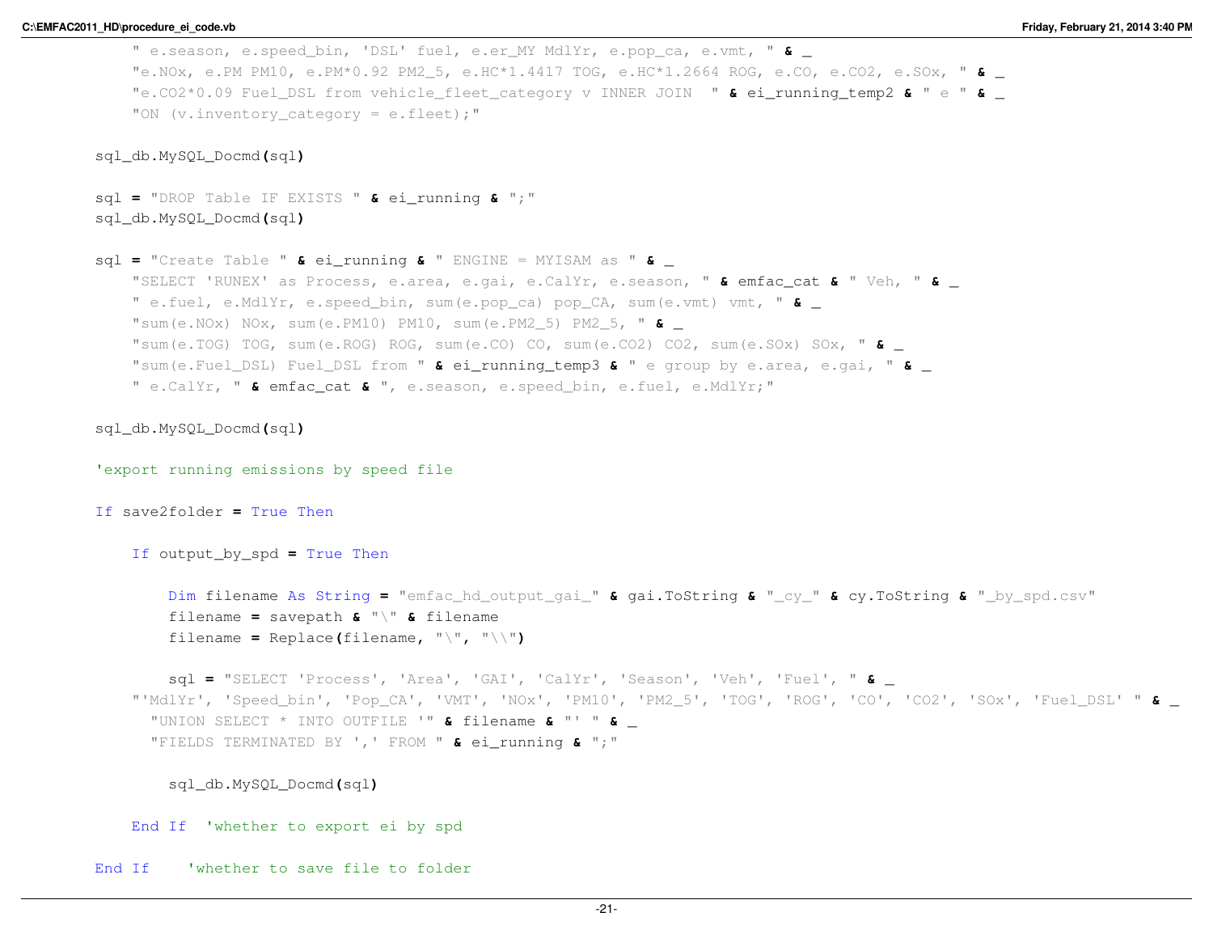```
            " e.season, e.speed_bin, 'DSL' fuel, e.er_MY MdlYr, e.pop_ca, e.vmt, " & _
            "e.NOx, e.PM PM10, e.PM*0.92 PM2_5, e.HC*1.4417 TOG, e.HC*1.2664 ROG, e.CO, e.CO2, e.SOx, " & _
            "e.CO2*0.09 Fuel_DSL from vehicle_fleet_category v INNER JOIN  " & ei_running_temp2 & " e " & _
            "ON (v.inventory_category = e.fleet);"

        sql_db.MySQL_Docmd(sql)

        sql = "DROP Table IF EXISTS " & ei_running & ";"
        sql_db.MySQL_Docmd(sql)

        sql = "Create Table " & ei_running & " ENGINE = MYISAM as " & _
            "SELECT 'RUNEX' as Process, e.area, e.gai, e.CalYr, e.season, " & emfac_cat & " Veh, " & _
            " e.fuel, e.MdlYr, e.speed_bin, sum(e.pop_ca) pop_CA, sum(e.vmt) vmt, " & _
            "sum(e.NOx) NOx, sum(e.PM10) PM10, sum(e.PM2_5) PM2_5, " & _
            "sum(e.TOG) TOG, sum(e.ROG) ROG, sum(e.CO) CO, sum(e.CO2) CO2, sum(e.SOx) SOx, " & _
            "sum(e.Fuel_DSL) Fuel_DSL from " & ei_running_temp3 & " e group by e.area, e.gai, " & _
            " e.CalYr, " & emfac_cat & ", e.season, e.speed_bin, e.fuel, e.MdlYr;"

        sql_db.MySQL_Docmd(sql)

        'export running emissions by speed file

        If save2folder = True Then

            If output_by_spd = True Then

                Dim filename As String = "emfac_hd_output_gai_" & gai.ToString & "_cy_" & cy.ToString & "_by_spd.csv"
                filename = savepath & "\" & filename
                filename = Replace(filename, "\", "\\")

                sql = "SELECT 'Process', 'Area', 'GAI', 'CalYr', 'Season', 'Veh', 'Fuel', " & _
            "'MdlYr', 'Speed_bin', 'Pop_CA', 'VMT', 'NOx', 'PM10', 'PM2_5', 'TOG', 'ROG', 'CO', 'CO2', 'SOx', 'Fuel_DSL' " & _
              "UNION SELECT * INTO OUTFILE '" & filename & "' " & _
              "FIELDS TERMINATED BY ',' FROM " & ei_running & ";"

                sql_db.MySQL_Docmd(sql)

            End If  'whether to export ei by spd

        End If    'whether to save file to folder
```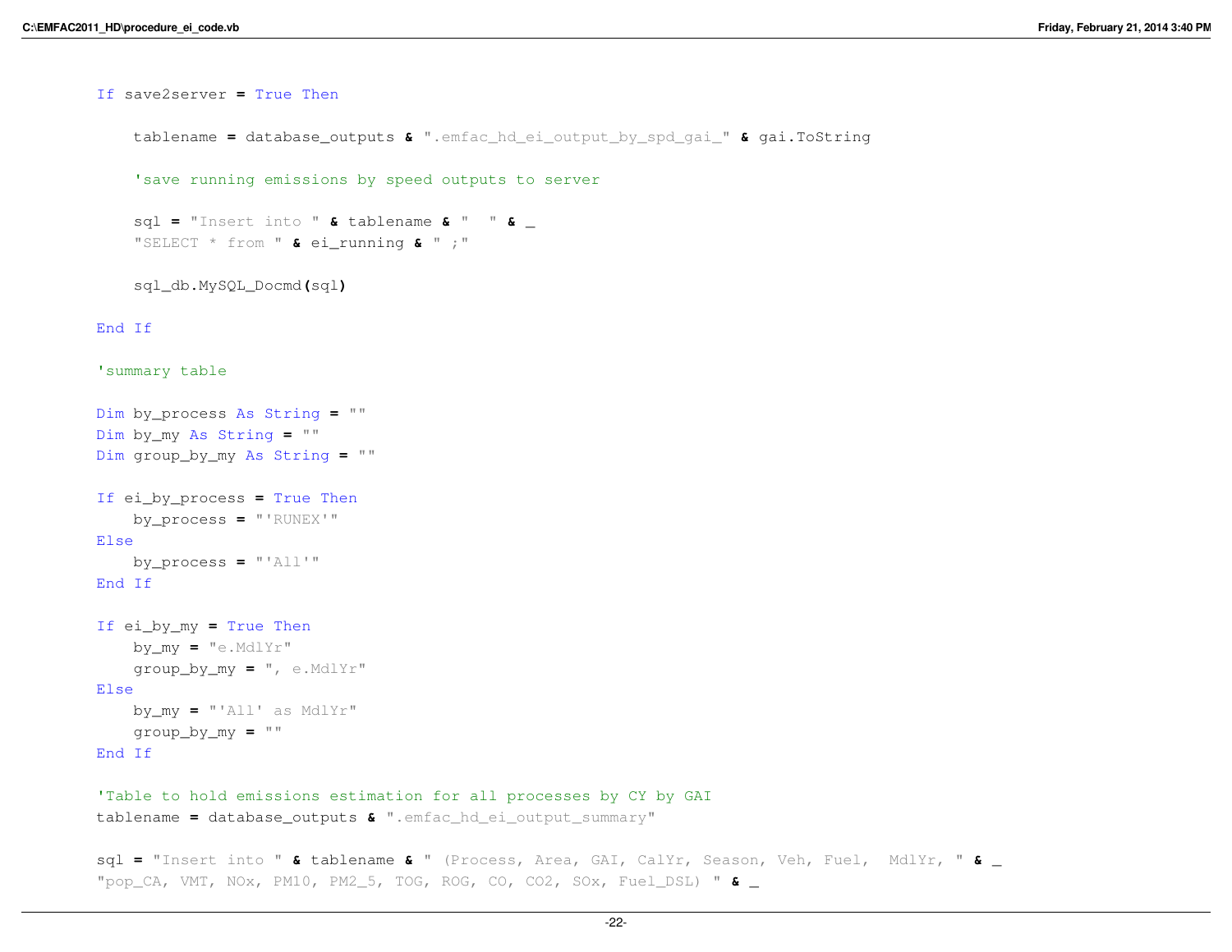```vb
        If save2server = True Then

            tablename = database_outputs & ".emfac_hd_ei_output_by_spd_gai_" & gai.ToString

            'save running emissions by speed outputs to server

            sql = "Insert into " & tablename & "  " & _
            "SELECT * from " & ei_running & " ;"

            sql_db.MySQL_Docmd(sql)

        End If

        'summary table

        Dim by_process As String = ""
        Dim by_my As String = ""
        Dim group_by_my As String = ""

        If ei_by_process = True Then
            by_process = "'RUNEX'"
        Else
            by_process = "'All'"
        End If

        If ei_by_my = True Then
            by_my = "e.MdlYr"
            group_by_my = ", e.MdlYr"
        Else
            by_my = "'All' as MdlYr"
            group_by_my = ""
        End If

        'Table to hold emissions estimation for all processes by CY by GAI
        tablename = database_outputs & ".emfac_hd_ei_output_summary"

        sql = "Insert into " & tablename & " (Process, Area, GAI, CalYr, Season, Veh, Fuel,  MdlYr, " & _
        "pop_CA, VMT, NOx, PM10, PM2_5, TOG, ROG, CO, CO2, SOx, Fuel_DSL) " & _
```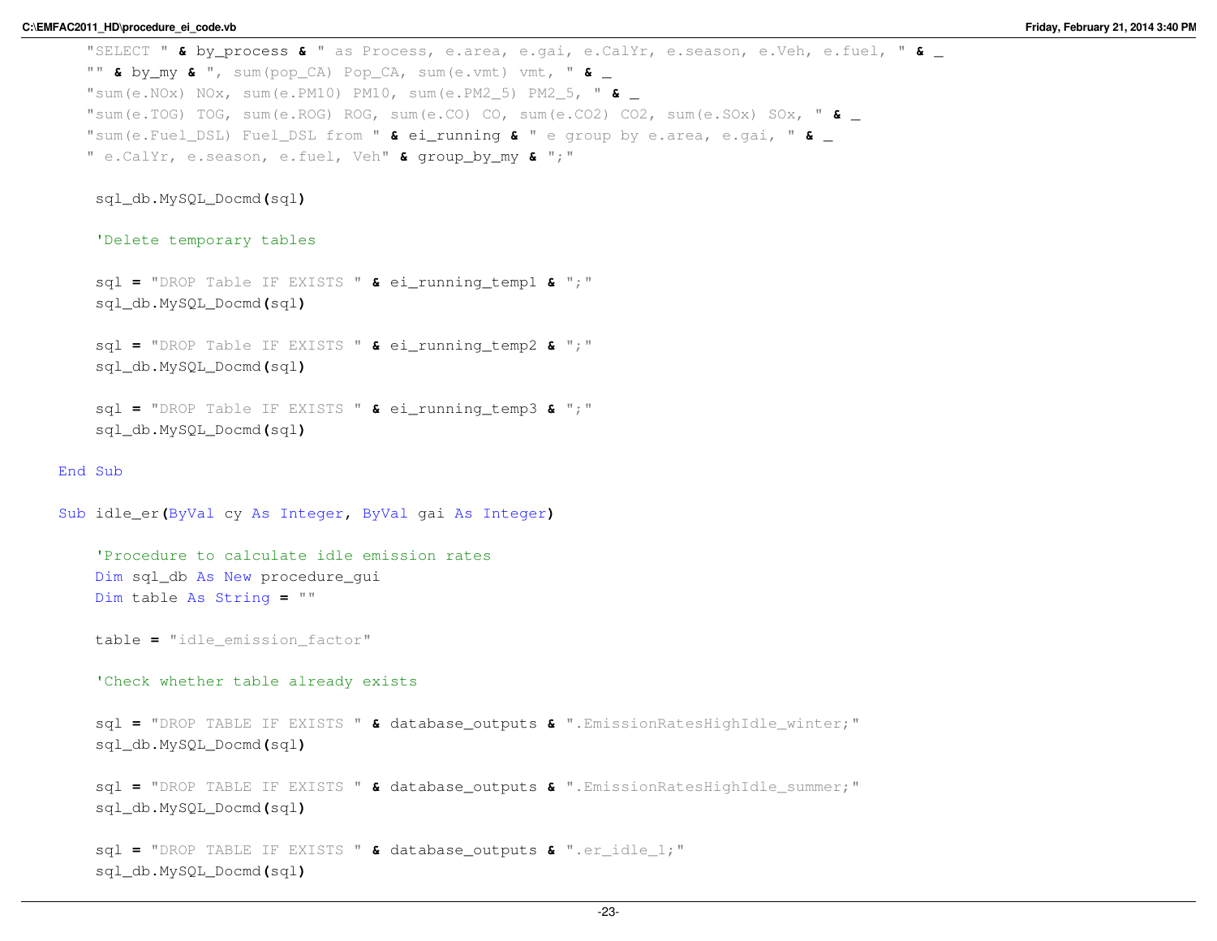```
        "SELECT " & by_process & " as Process, e.area, e.gai, e.CalYr, e.season, e.Veh, e.fuel, " & _
        "" & by_my & ", sum(pop_CA) Pop_CA, sum(e.vmt) vmt, " & _
        "sum(e.NOx) NOx, sum(e.PM10) PM10, sum(e.PM2_5) PM2_5, " & _
        "sum(e.TOG) TOG, sum(e.ROG) ROG, sum(e.CO) CO, sum(e.CO2) CO2, sum(e.SOx) SOx, " & _
        "sum(e.Fuel_DSL) Fuel_DSL from " & ei_running & " e group by e.area, e.gai, " & _
        " e.CalYr, e.season, e.fuel, Veh" & group_by_my & ";"

        sql_db.MySQL_Docmd(sql)

        'Delete temporary tables

        sql = "DROP Table IF EXISTS " & ei_running_temp1 & ";"
        sql_db.MySQL_Docmd(sql)

        sql = "DROP Table IF EXISTS " & ei_running_temp2 & ";"
        sql_db.MySQL_Docmd(sql)

        sql = "DROP Table IF EXISTS " & ei_running_temp3 & ";"
        sql_db.MySQL_Docmd(sql)

    End Sub

    Sub idle_er(ByVal cy As Integer, ByVal gai As Integer)

        'Procedure to calculate idle emission rates
        Dim sql_db As New procedure_gui
        Dim table As String = ""

        table = "idle_emission_factor"

        'Check whether table already exists

        sql = "DROP TABLE IF EXISTS " & database_outputs & ".EmissionRatesHighIdle_winter;"
        sql_db.MySQL_Docmd(sql)

        sql = "DROP TABLE IF EXISTS " & database_outputs & ".EmissionRatesHighIdle_summer;"
        sql_db.MySQL_Docmd(sql)

        sql = "DROP TABLE IF EXISTS " & database_outputs & ".er_idle_1;"
        sql_db.MySQL_Docmd(sql)
```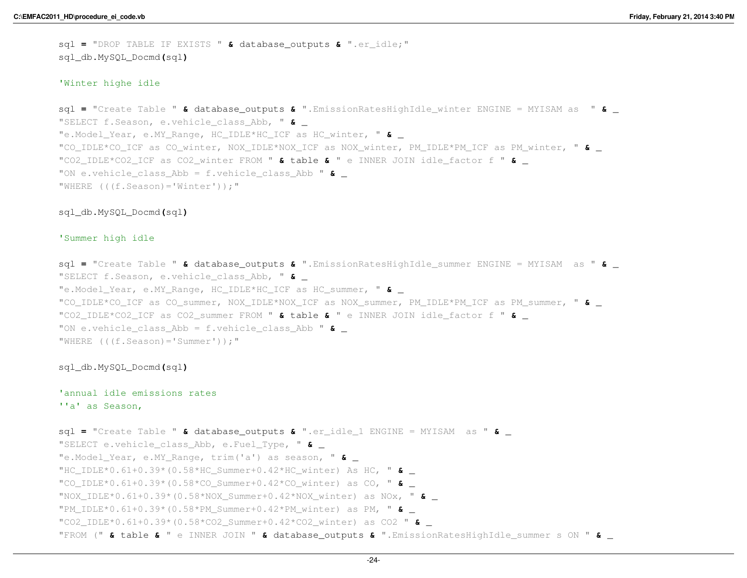```
sql = "DROP TABLE IF EXISTS " & database_outputs & ".er_idle;"
sql_db.MySQL_Docmd(sql)

'Winter highe idle

sql = "Create Table " & database_outputs & ".EmissionRatesHighIdle_winter ENGINE = MYISAM as  " & _
"SELECT f.Season, e.vehicle_class_Abb, " & _
"e.Model_Year, e.MY_Range, HC_IDLE*HC_ICF as HC_winter, " & _
"CO_IDLE*CO_ICF as CO_winter, NOX_IDLE*NOX_ICF as NOX_winter, PM_IDLE*PM_ICF as PM_winter, " & _
"CO2_IDLE*CO2_ICF as CO2_winter FROM " & table & " e INNER JOIN idle_factor f " & _
"ON e.vehicle_class_Abb = f.vehicle_class_Abb " & _
"WHERE (((f.Season)='Winter'));"

sql_db.MySQL_Docmd(sql)

'Summer high idle

sql = "Create Table " & database_outputs & ".EmissionRatesHighIdle_summer ENGINE = MYISAM  as " & _
"SELECT f.Season, e.vehicle_class_Abb, " & _
"e.Model_Year, e.MY_Range, HC_IDLE*HC_ICF as HC_summer, " & _
"CO_IDLE*CO_ICF as CO_summer, NOX_IDLE*NOX_ICF as NOX_summer, PM_IDLE*PM_ICF as PM_summer, " & _
"CO2_IDLE*CO2_ICF as CO2_summer FROM " & table & " e INNER JOIN idle_factor f " & _
"ON e.vehicle_class_Abb = f.vehicle_class_Abb " & _
"WHERE (((f.Season)='Summer'));"

sql_db.MySQL_Docmd(sql)

'annual idle emissions rates
''a' as Season,

sql = "Create Table " & database_outputs & ".er_idle_1 ENGINE = MYISAM  as " & _
"SELECT e.vehicle_class_Abb, e.Fuel_Type, " & _
"e.Model_Year, e.MY_Range, trim('a') as season, " & _
"HC_IDLE*0.61+0.39*(0.58*HC_Summer+0.42*HC_winter) As HC, " & _
"CO_IDLE*0.61+0.39*(0.58*CO_Summer+0.42*CO_winter) as CO, " & _
"NOX_IDLE*0.61+0.39*(0.58*NOX_Summer+0.42*NOX_winter) as NOx, " & _
"PM_IDLE*0.61+0.39*(0.58*PM_Summer+0.42*PM_winter) as PM, " & _
"CO2_IDLE*0.61+0.39*(0.58*CO2_Summer+0.42*CO2_winter) as CO2 " & _
"FROM (" & table & " e INNER JOIN " & database_outputs & ".EmissionRatesHighIdle_summer s ON " & _
```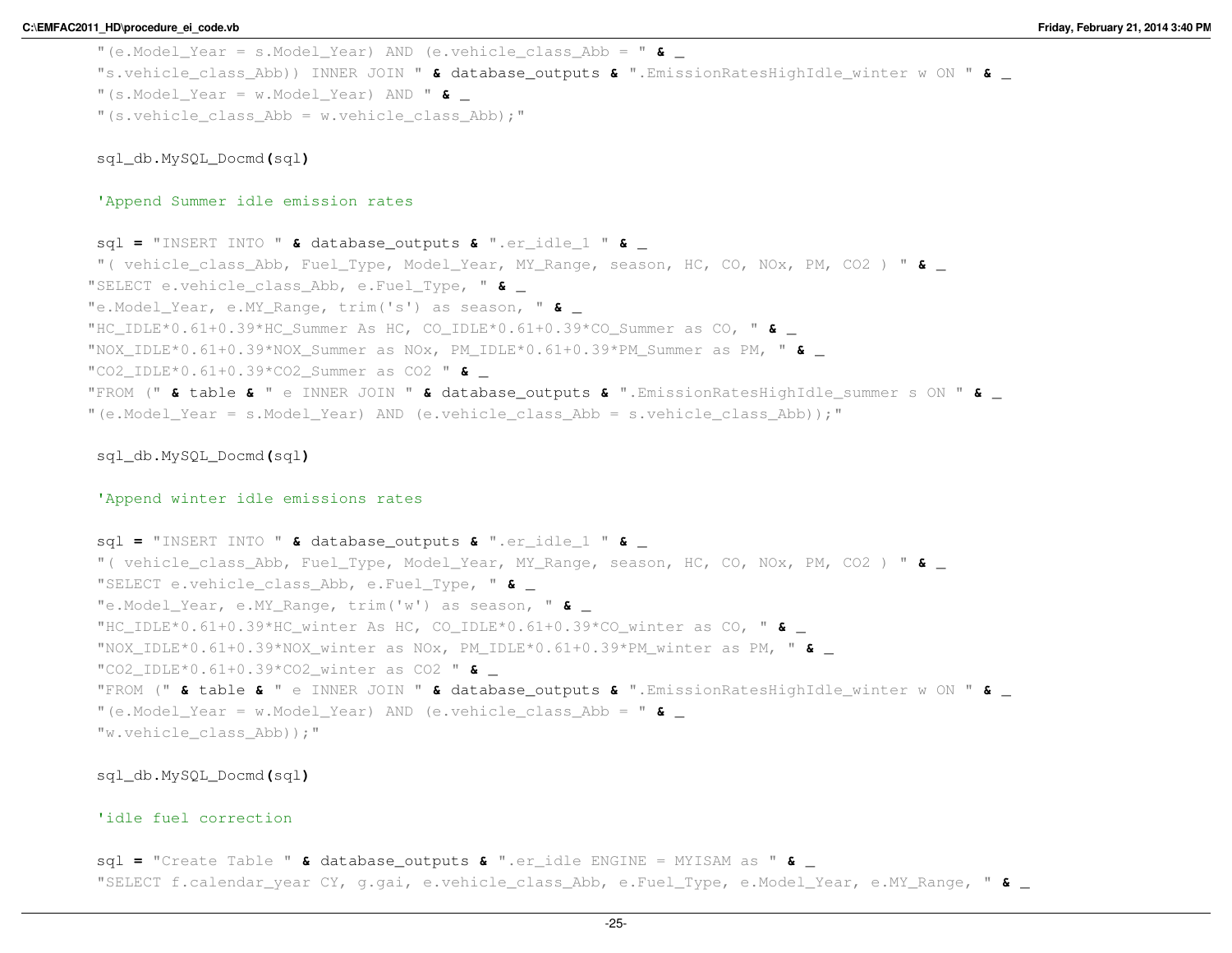```vb
        "(e.Model_Year = s.Model_Year) AND (e.vehicle_class_Abb = " & _
        "s.vehicle_class_Abb)) INNER JOIN " & database_outputs & ".EmissionRatesHighIdle_winter w ON " & _
        "(s.Model_Year = w.Model_Year) AND " & _
        "(s.vehicle_class_Abb = w.vehicle_class_Abb);"

        sql_db.MySQL_Docmd(sql)

        'Append Summer idle emission rates

        sql = "INSERT INTO " & database_outputs & ".er_idle_1 " & _
        "( vehicle_class_Abb, Fuel_Type, Model_Year, MY_Range, season, HC, CO, NOx, PM, CO2 ) " & _
       "SELECT e.vehicle_class_Abb, e.Fuel_Type, " & _
       "e.Model_Year, e.MY_Range, trim('s') as season, " & _
       "HC_IDLE*0.61+0.39*HC_Summer As HC, CO_IDLE*0.61+0.39*CO_Summer as CO, " & _
       "NOX_IDLE*0.61+0.39*NOX_Summer as NOx, PM_IDLE*0.61+0.39*PM_Summer as PM, " & _
       "CO2_IDLE*0.61+0.39*CO2_Summer as CO2 " & _
       "FROM (" & table & " e INNER JOIN " & database_outputs & ".EmissionRatesHighIdle_summer s ON " & _
       "(e.Model_Year = s.Model_Year) AND (e.vehicle_class_Abb = s.vehicle_class_Abb));"

        sql_db.MySQL_Docmd(sql)

        'Append winter idle emissions rates

        sql = "INSERT INTO " & database_outputs & ".er_idle_1 " & _
        "( vehicle_class_Abb, Fuel_Type, Model_Year, MY_Range, season, HC, CO, NOx, PM, CO2 ) " & _
        "SELECT e.vehicle_class_Abb, e.Fuel_Type, " & _
        "e.Model_Year, e.MY_Range, trim('w') as season, " & _
        "HC_IDLE*0.61+0.39*HC_winter As HC, CO_IDLE*0.61+0.39*CO_winter as CO, " & _
        "NOX_IDLE*0.61+0.39*NOX_winter as NOx, PM_IDLE*0.61+0.39*PM_winter as PM, " & _
        "CO2_IDLE*0.61+0.39*CO2_winter as CO2 " & _
        "FROM (" & table & " e INNER JOIN " & database_outputs & ".EmissionRatesHighIdle_winter w ON " & _
        "(e.Model_Year = w.Model_Year) AND (e.vehicle_class_Abb = " & _
        "w.vehicle_class_Abb));"

        sql_db.MySQL_Docmd(sql)

        'idle fuel correction

        sql = "Create Table " & database_outputs & ".er_idle ENGINE = MYISAM as " & _
        "SELECT f.calendar_year CY, g.gai, e.vehicle_class_Abb, e.Fuel_Type, e.Model_Year, e.MY_Range, " & _
```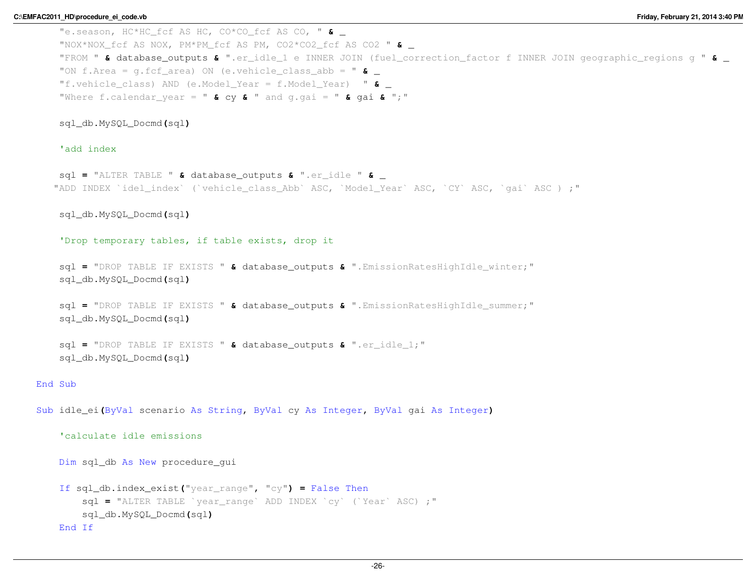```vb
        "e.season, HC*HC_fcf AS HC, CO*CO_fcf AS CO, " & _
        "NOX*NOX_fcf AS NOX, PM*PM_fcf AS PM, CO2*CO2_fcf AS CO2 " & _
        "FROM " & database_outputs & ".er_idle_1 e INNER JOIN (fuel_correction_factor f INNER JOIN geographic_regions g " & _
        "ON f.Area = g.fcf_area) ON (e.vehicle_class_abb = " & _
        "f.vehicle_class) AND (e.Model_Year = f.Model_Year)  " & _
        "Where f.calendar_year = " & cy & " and g.gai = " & gai & ";"

        sql_db.MySQL_Docmd(sql)

        'add index

        sql = "ALTER TABLE " & database_outputs & ".er_idle " & _
       "ADD INDEX `idel_index` (`vehicle_class_Abb` ASC, `Model_Year` ASC, `CY` ASC, `gai` ASC ) ;"

        sql_db.MySQL_Docmd(sql)

        'Drop temporary tables, if table exists, drop it

        sql = "DROP TABLE IF EXISTS " & database_outputs & ".EmissionRatesHighIdle_winter;"
        sql_db.MySQL_Docmd(sql)

        sql = "DROP TABLE IF EXISTS " & database_outputs & ".EmissionRatesHighIdle_summer;"
        sql_db.MySQL_Docmd(sql)

        sql = "DROP TABLE IF EXISTS " & database_outputs & ".er_idle_1;"
        sql_db.MySQL_Docmd(sql)

    End Sub

    Sub idle_ei(ByVal scenario As String, ByVal cy As Integer, ByVal gai As Integer)

        'calculate idle emissions

        Dim sql_db As New procedure_gui

        If sql_db.index_exist("year_range", "cy") = False Then
            sql = "ALTER TABLE `year_range` ADD INDEX `cy` (`Year` ASC) ;"
            sql_db.MySQL_Docmd(sql)
        End If
```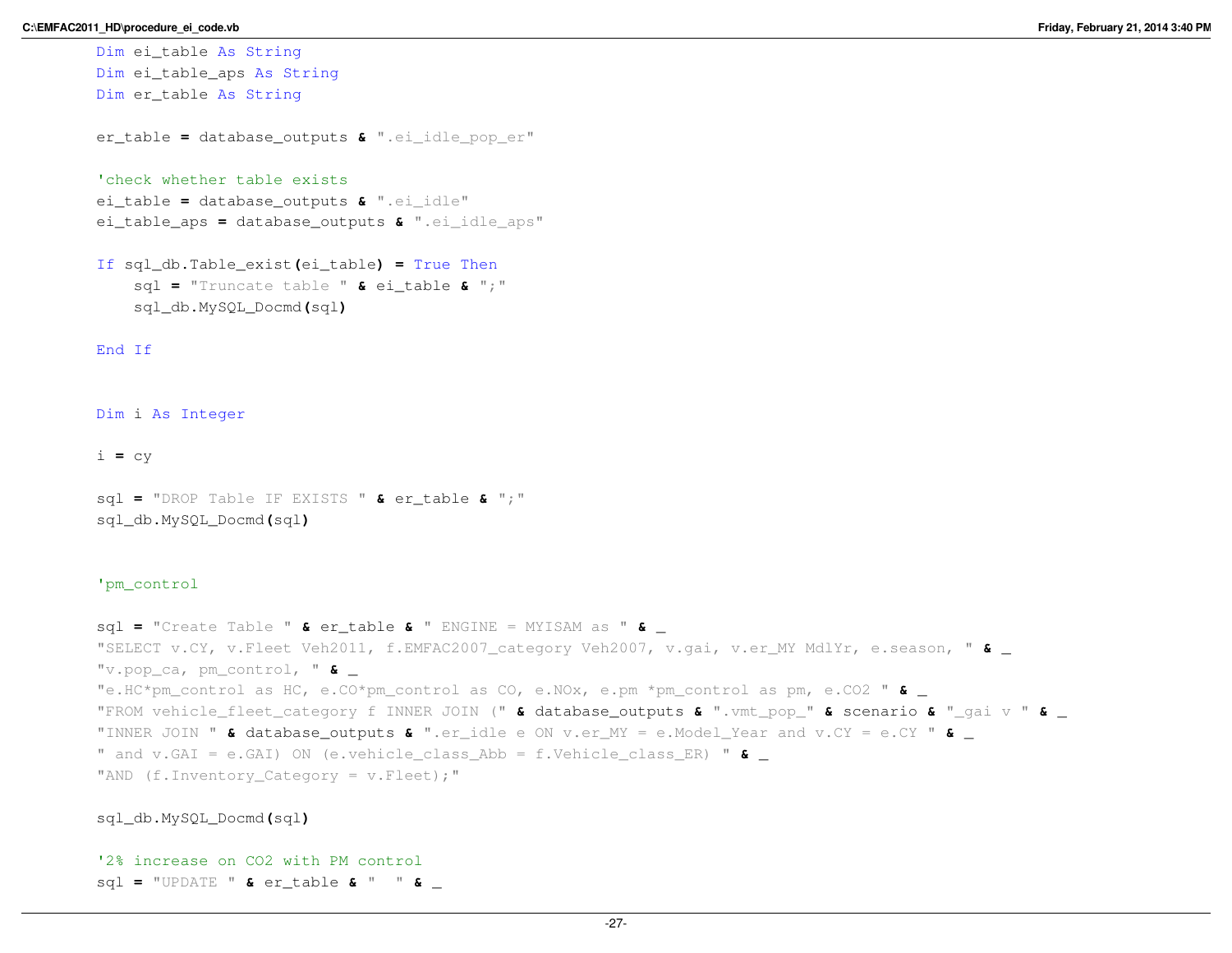```vb
        Dim ei_table As String
        Dim ei_table_aps As String
        Dim er_table As String

        er_table = database_outputs & ".ei_idle_pop_er"

        'check whether table exists
        ei_table = database_outputs & ".ei_idle"
        ei_table_aps = database_outputs & ".ei_idle_aps"

        If sql_db.Table_exist(ei_table) = True Then
            sql = "Truncate table " & ei_table & ";"
            sql_db.MySQL_Docmd(sql)

        End If


        Dim i As Integer

        i = cy

        sql = "DROP Table IF EXISTS " & er_table & ";"
        sql_db.MySQL_Docmd(sql)


        'pm_control

        sql = "Create Table " & er_table & " ENGINE = MYISAM as " & _
        "SELECT v.CY, v.Fleet Veh2011, f.EMFAC2007_category Veh2007, v.gai, v.er_MY MdlYr, e.season, " & _
        "v.pop_ca, pm_control, " & _
        "e.HC*pm_control as HC, e.CO*pm_control as CO, e.NOx, e.pm *pm_control as pm, e.CO2 " & _
        "FROM vehicle_fleet_category f INNER JOIN (" & database_outputs & ".vmt_pop_" & scenario & "_gai v " & _
        "INNER JOIN " & database_outputs & ".er_idle e ON v.er_MY = e.Model_Year and v.CY = e.CY " & _
        " and v.GAI = e.GAI) ON (e.vehicle_class_Abb = f.Vehicle_class_ER) " & _
        "AND (f.Inventory_Category = v.Fleet);"

        sql_db.MySQL_Docmd(sql)

        '2% increase on CO2 with PM control
        sql = "UPDATE " & er_table & "  " & _
```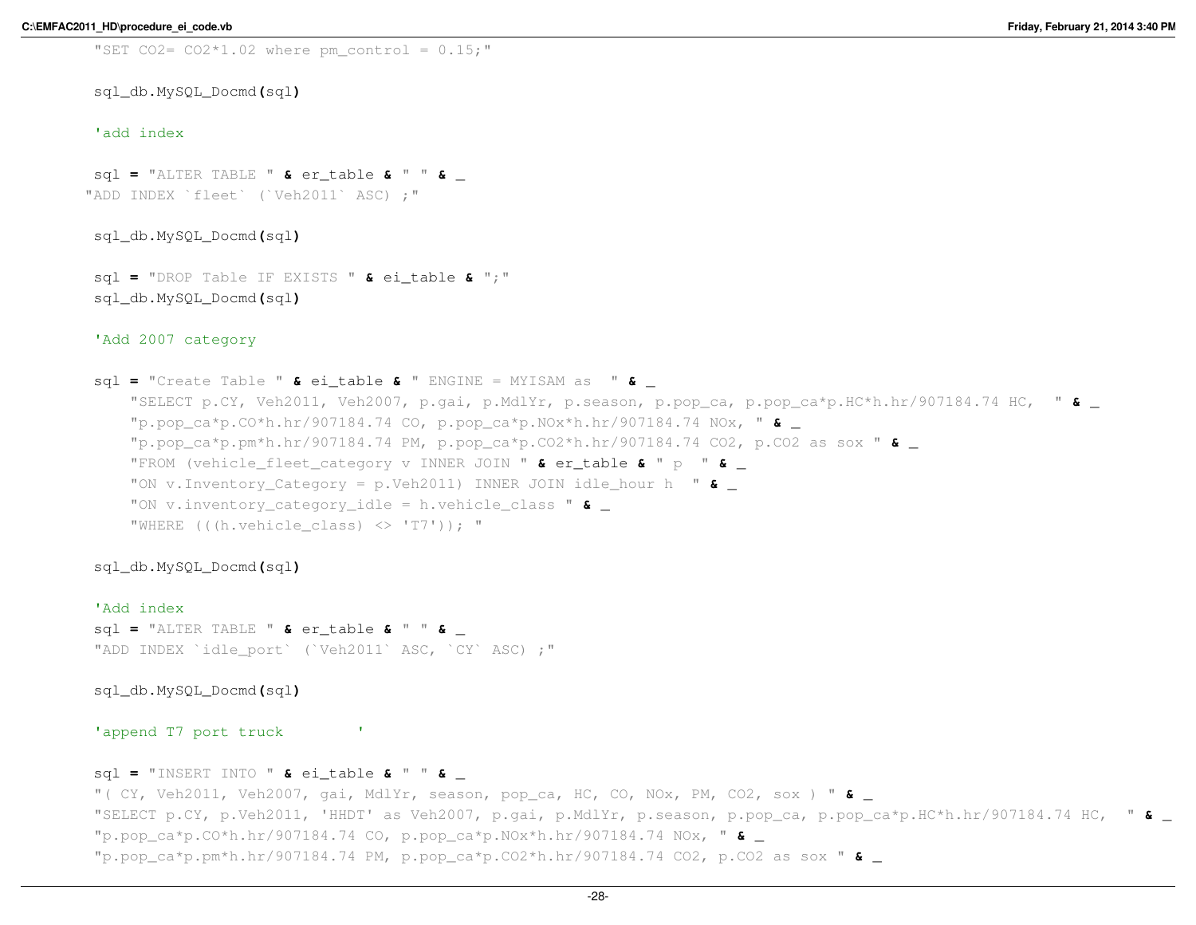```vb
        "SET CO2= CO2*1.02 where pm_control = 0.15;"

        sql_db.MySQL_Docmd(sql)

        'add index

        sql = "ALTER TABLE " & er_table & " " & _
       "ADD INDEX `fleet` (`Veh2011` ASC) ;"

        sql_db.MySQL_Docmd(sql)

        sql = "DROP Table IF EXISTS " & ei_table & ";"
        sql_db.MySQL_Docmd(sql)

        'Add 2007 category

        sql = "Create Table " & ei_table & " ENGINE = MYISAM as  " & _
            "SELECT p.CY, Veh2011, Veh2007, p.gai, p.MdlYr, p.season, p.pop_ca, p.pop_ca*p.HC*h.hr/907184.74 HC,  " & _
            "p.pop_ca*p.CO*h.hr/907184.74 CO, p.pop_ca*p.NOx*h.hr/907184.74 NOx, " & _
            "p.pop_ca*p.pm*h.hr/907184.74 PM, p.pop_ca*p.CO2*h.hr/907184.74 CO2, p.CO2 as sox " & _
            "FROM (vehicle_fleet_category v INNER JOIN " & er_table & " p  " & _
            "ON v.Inventory_Category = p.Veh2011) INNER JOIN idle_hour h  " & _
            "ON v.inventory_category_idle = h.vehicle_class " & _
            "WHERE (((h.vehicle_class) <> 'T7')); "

        sql_db.MySQL_Docmd(sql)

        'Add index
        sql = "ALTER TABLE " & er_table & " " & _
        "ADD INDEX `idle_port` (`Veh2011` ASC, `CY` ASC) ;"

        sql_db.MySQL_Docmd(sql)

        'append T7 port truck        '

        sql = "INSERT INTO " & ei_table & " " & _
        "( CY, Veh2011, Veh2007, gai, MdlYr, season, pop_ca, HC, CO, NOx, PM, CO2, sox ) " & _
        "SELECT p.CY, p.Veh2011, 'HHDT' as Veh2007, p.gai, p.MdlYr, p.season, p.pop_ca, p.pop_ca*p.HC*h.hr/907184.74 HC,  " & _
        "p.pop_ca*p.CO*h.hr/907184.74 CO, p.pop_ca*p.NOx*h.hr/907184.74 NOx, " & _
        "p.pop_ca*p.pm*h.hr/907184.74 PM, p.pop_ca*p.CO2*h.hr/907184.74 CO2, p.CO2 as sox " & _
```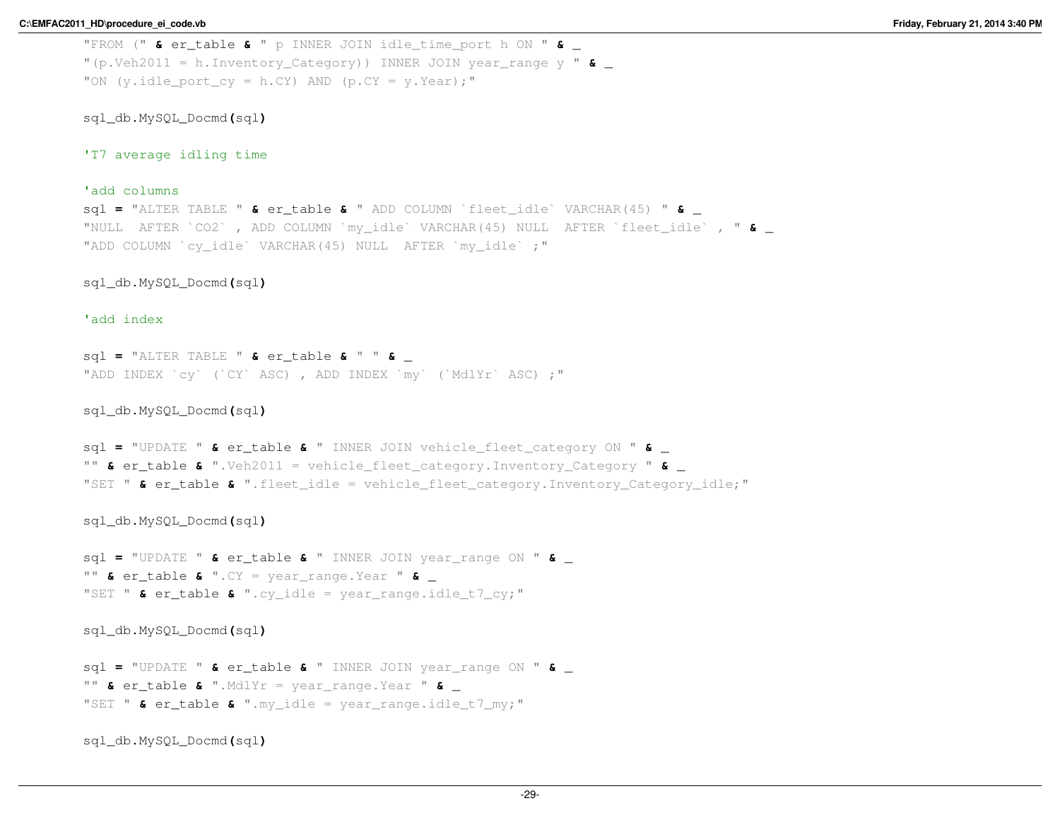```vb
        "FROM (" & er_table & " p INNER JOIN idle_time_port h ON " & _
        "(p.Veh2011 = h.Inventory_Category)) INNER JOIN year_range y " & _
        "ON (y.idle_port_cy = h.CY) AND (p.CY = y.Year);"

        sql_db.MySQL_Docmd(sql)

        'T7 average idling time

        'add columns
        sql = "ALTER TABLE " & er_table & " ADD COLUMN `fleet_idle` VARCHAR(45) " & _
        "NULL  AFTER `CO2` , ADD COLUMN `my_idle` VARCHAR(45) NULL  AFTER `fleet_idle` , " & _
        "ADD COLUMN `cy_idle` VARCHAR(45) NULL  AFTER `my_idle` ;"

        sql_db.MySQL_Docmd(sql)

        'add index

        sql = "ALTER TABLE " & er_table & " " & _
        "ADD INDEX `cy` (`CY` ASC) , ADD INDEX `my` (`MdlYr` ASC) ;"

        sql_db.MySQL_Docmd(sql)

        sql = "UPDATE " & er_table & " INNER JOIN vehicle_fleet_category ON " & _
        "" & er_table & ".Veh2011 = vehicle_fleet_category.Inventory_Category " & _
        "SET " & er_table & ".fleet_idle = vehicle_fleet_category.Inventory_Category_idle;"

        sql_db.MySQL_Docmd(sql)

        sql = "UPDATE " & er_table & " INNER JOIN year_range ON " & _
        "" & er_table & ".CY = year_range.Year " & _
        "SET " & er_table & ".cy_idle = year_range.idle_t7_cy;"

        sql_db.MySQL_Docmd(sql)

        sql = "UPDATE " & er_table & " INNER JOIN year_range ON " & _
        "" & er_table & ".MdlYr = year_range.Year " & _
        "SET " & er_table & ".my_idle = year_range.idle_t7_my;"

        sql_db.MySQL_Docmd(sql)
```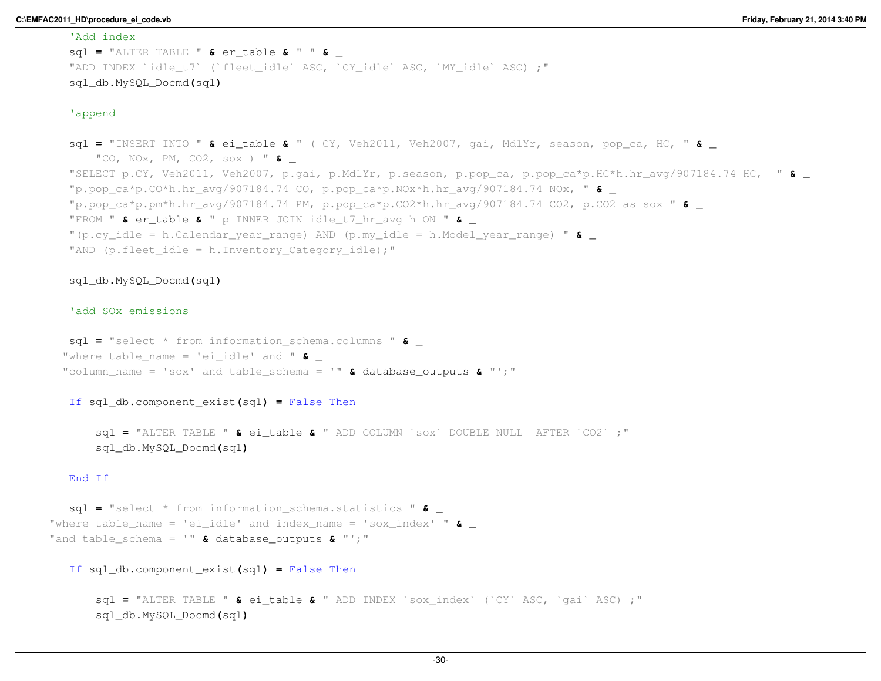```vb
        'Add index
        sql = "ALTER TABLE " & er_table & " " & _
        "ADD INDEX `idle_t7` (`fleet_idle` ASC, `CY_idle` ASC, `MY_idle` ASC) ;"
        sql_db.MySQL_Docmd(sql)

        'append

        sql = "INSERT INTO " & ei_table & " ( CY, Veh2011, Veh2007, gai, MdlYr, season, pop_ca, HC, " & _
            "CO, NOx, PM, CO2, sox ) " & _
        "SELECT p.CY, Veh2011, Veh2007, p.gai, p.MdlYr, p.season, p.pop_ca, p.pop_ca*p.HC*h.hr_avg/907184.74 HC,  " & _
        "p.pop_ca*p.CO*h.hr_avg/907184.74 CO, p.pop_ca*p.NOx*h.hr_avg/907184.74 NOx, " & _
        "p.pop_ca*p.pm*h.hr_avg/907184.74 PM, p.pop_ca*p.CO2*h.hr_avg/907184.74 CO2, p.CO2 as sox " & _
        "FROM " & er_table & " p INNER JOIN idle_t7_hr_avg h ON " & _
        "(p.cy_idle = h.Calendar_year_range) AND (p.my_idle = h.Model_year_range) " & _
        "AND (p.fleet_idle = h.Inventory_Category_idle);"

        sql_db.MySQL_Docmd(sql)

        'add SOx emissions

        sql = "select * from information_schema.columns " & _
       "where table_name = 'ei_idle' and " & _
       "column_name = 'sox' and table_schema = '" & database_outputs & "';"

        If sql_db.component_exist(sql) = False Then

            sql = "ALTER TABLE " & ei_table & " ADD COLUMN `sox` DOUBLE NULL  AFTER `CO2` ;"
            sql_db.MySQL_Docmd(sql)

        End If

        sql = "select * from information_schema.statistics " & _
    "where table_name = 'ei_idle' and index_name = 'sox_index' " & _
    "and table_schema = '" & database_outputs & "';"

        If sql_db.component_exist(sql) = False Then

            sql = "ALTER TABLE " & ei_table & " ADD INDEX `sox_index` (`CY` ASC, `gai` ASC) ;"
            sql_db.MySQL_Docmd(sql)
```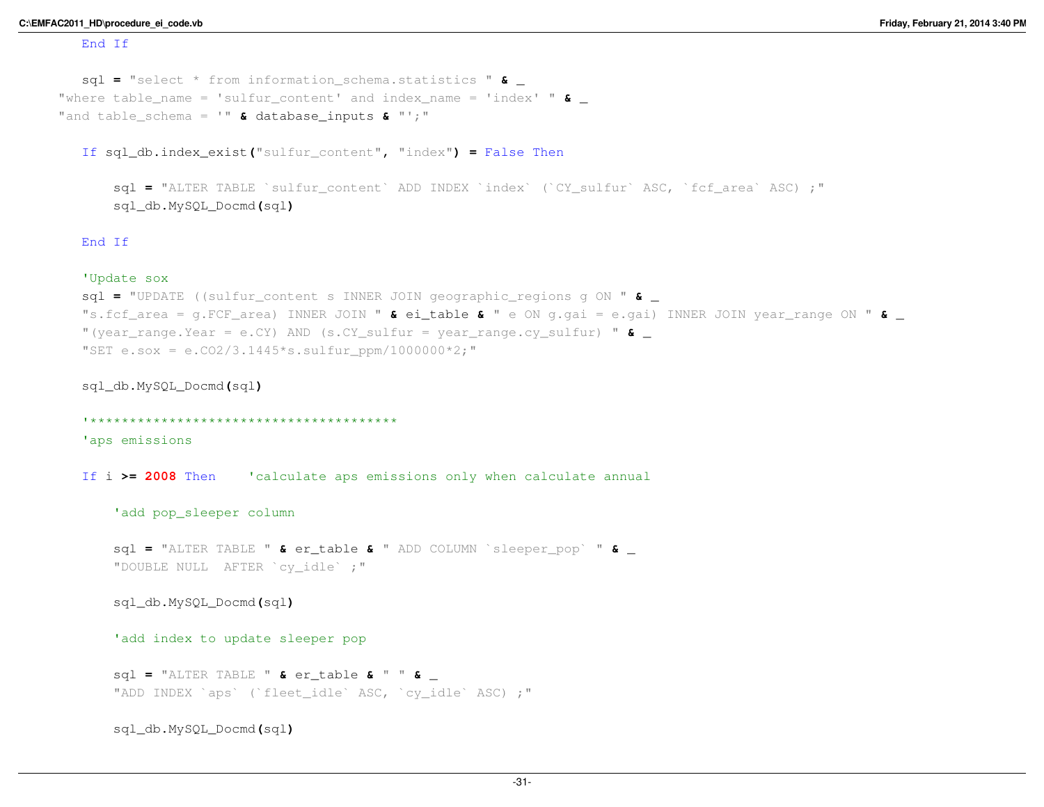```vb
        End If

        sql = "select * from information_schema.statistics " & _
      "where table_name = 'sulfur_content' and index_name = 'index' " & _
      "and table_schema = '" & database_inputs & "';"

        If sql_db.index_exist("sulfur_content", "index") = False Then

            sql = "ALTER TABLE `sulfur_content` ADD INDEX `index` (`CY_sulfur` ASC, `fcf_area` ASC) ;"
            sql_db.MySQL_Docmd(sql)

        End If

        'Update sox
        sql = "UPDATE ((sulfur_content s INNER JOIN geographic_regions g ON " & _
        "s.fcf_area = g.FCF_area) INNER JOIN " & ei_table & " e ON g.gai = e.gai) INNER JOIN year_range ON " & _
        "(year_range.Year = e.CY) AND (s.CY_sulfur = year_range.cy_sulfur) " & _
        "SET e.sox = e.CO2/3.1445*s.sulfur_ppm/1000000*2;"

        sql_db.MySQL_Docmd(sql)

        '****************************************
        'aps emissions

        If i >= 2008 Then    'calculate aps emissions only when calculate annual

            'add pop_sleeper column

            sql = "ALTER TABLE " & er_table & " ADD COLUMN `sleeper_pop` " & _
            "DOUBLE NULL  AFTER `cy_idle` ;"

            sql_db.MySQL_Docmd(sql)

            'add index to update sleeper pop

            sql = "ALTER TABLE " & er_table & " " & _
            "ADD INDEX `aps` (`fleet_idle` ASC, `cy_idle` ASC) ;"

            sql_db.MySQL_Docmd(sql)
```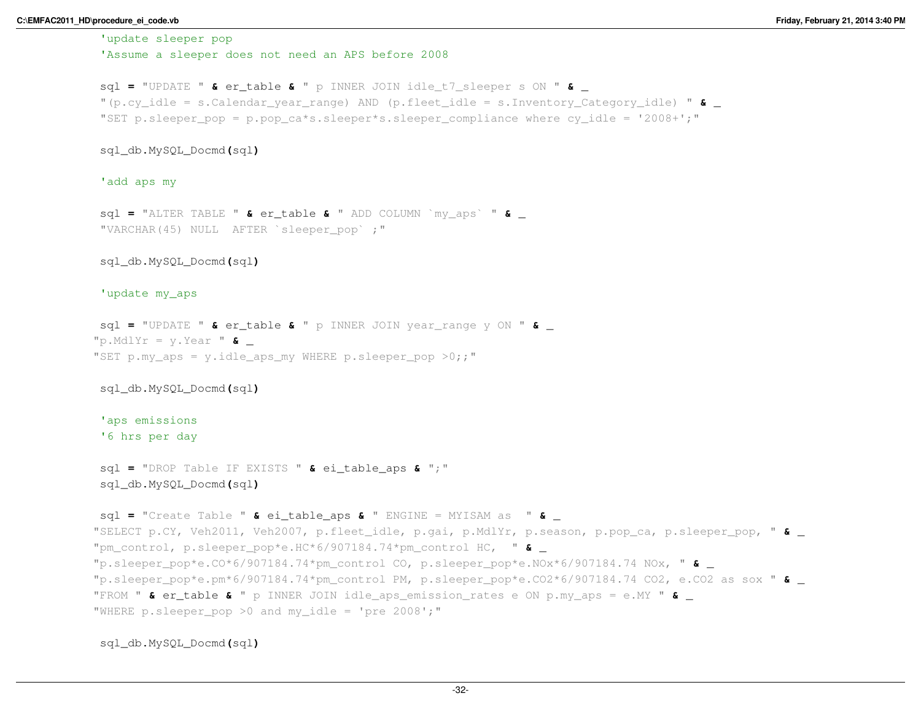```vb
            'update sleeper pop
            'Assume a sleeper does not need an APS before 2008

            sql = "UPDATE " & er_table & " p INNER JOIN idle_t7_sleeper s ON " & _
            "(p.cy_idle = s.Calendar_year_range) AND (p.fleet_idle = s.Inventory_Category_idle) " & _
            "SET p.sleeper_pop = p.pop_ca*s.sleeper*s.sleeper_compliance where cy_idle = '2008+';"

            sql_db.MySQL_Docmd(sql)

            'add aps my

            sql = "ALTER TABLE " & er_table & " ADD COLUMN `my_aps` " & _
            "VARCHAR(45) NULL  AFTER `sleeper_pop` ;"

            sql_db.MySQL_Docmd(sql)

            'update my_aps

            sql = "UPDATE " & er_table & " p INNER JOIN year_range y ON " & _
           "p.MdlYr = y.Year " & _
           "SET p.my_aps = y.idle_aps_my WHERE p.sleeper_pop >0;;"

            sql_db.MySQL_Docmd(sql)

            'aps emissions
            '6 hrs per day

            sql = "DROP Table IF EXISTS " & ei_table_aps & ";"
            sql_db.MySQL_Docmd(sql)

            sql = "Create Table " & ei_table_aps & " ENGINE = MYISAM as  " & _
           "SELECT p.CY, Veh2011, Veh2007, p.fleet_idle, p.gai, p.MdlYr, p.season, p.pop_ca, p.sleeper_pop, " & _
           "pm_control, p.sleeper_pop*e.HC*6/907184.74*pm_control HC,  " & _
           "p.sleeper_pop*e.CO*6/907184.74*pm_control CO, p.sleeper_pop*e.NOx*6/907184.74 NOx, " & _
           "p.sleeper_pop*e.pm*6/907184.74*pm_control PM, p.sleeper_pop*e.CO2*6/907184.74 CO2, e.CO2 as sox " & _
           "FROM " & er_table & " p INNER JOIN idle_aps_emission_rates e ON p.my_aps = e.MY " & _
           "WHERE p.sleeper_pop >0 and my_idle = 'pre 2008';"

            sql_db.MySQL_Docmd(sql)
```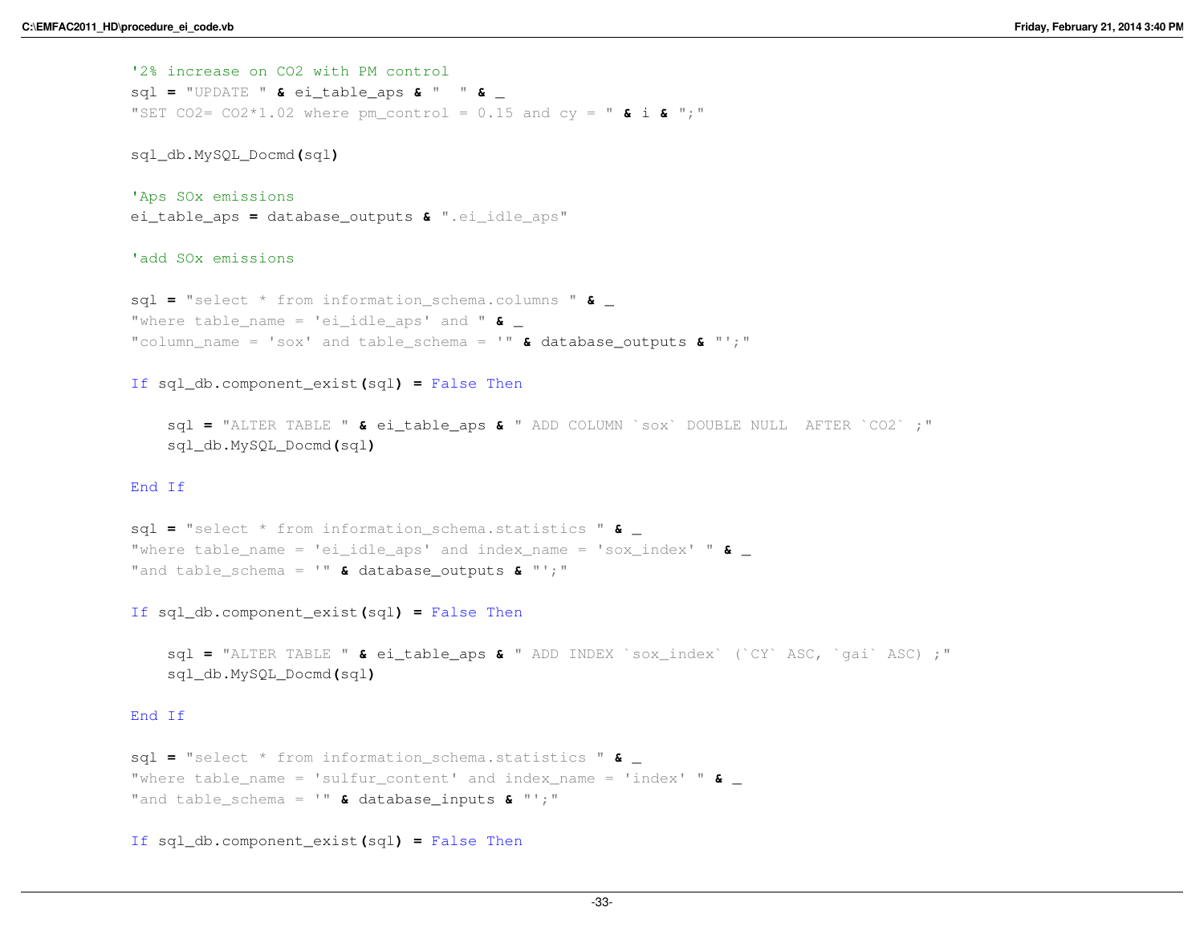```vb
        '2% increase on CO2 with PM control
        sql = "UPDATE " & ei_table_aps & "  " & _
        "SET CO2= CO2*1.02 where pm_control = 0.15 and cy = " & i & ";"

        sql_db.MySQL_Docmd(sql)

        'Aps SOx emissions
        ei_table_aps = database_outputs & ".ei_idle_aps"

        'add SOx emissions

        sql = "select * from information_schema.columns " & _
        "where table_name = 'ei_idle_aps' and " & _
        "column_name = 'sox' and table_schema = '" & database_outputs & "';"

        If sql_db.component_exist(sql) = False Then

            sql = "ALTER TABLE " & ei_table_aps & " ADD COLUMN `sox` DOUBLE NULL  AFTER `CO2` ;"
            sql_db.MySQL_Docmd(sql)

        End If

        sql = "select * from information_schema.statistics " & _
        "where table_name = 'ei_idle_aps' and index_name = 'sox_index' " & _
        "and table_schema = '" & database_outputs & "';"

        If sql_db.component_exist(sql) = False Then

            sql = "ALTER TABLE " & ei_table_aps & " ADD INDEX `sox_index` (`CY` ASC, `gai` ASC) ;"
            sql_db.MySQL_Docmd(sql)

        End If

        sql = "select * from information_schema.statistics " & _
        "where table_name = 'sulfur_content' and index_name = 'index' " & _
        "and table_schema = '" & database_inputs & "';"

        If sql_db.component_exist(sql) = False Then
```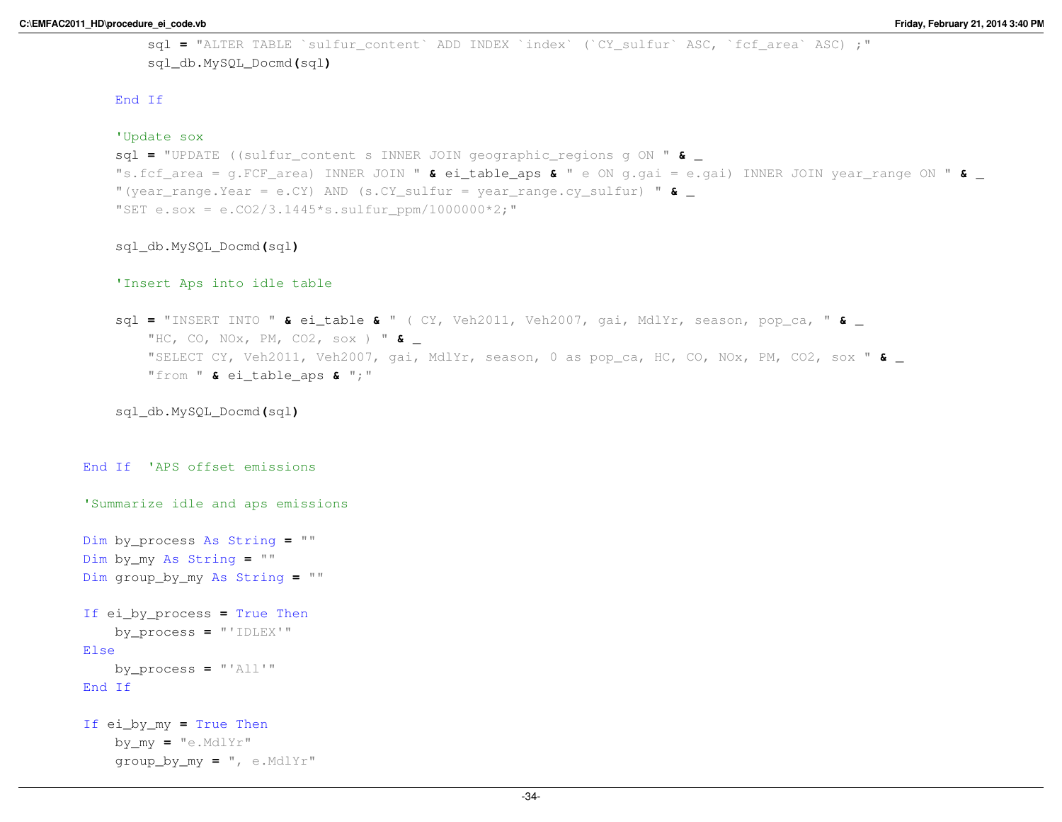```vb
            sql = "ALTER TABLE `sulfur_content` ADD INDEX `index` (`CY_sulfur` ASC, `fcf_area` ASC) ;"
            sql_db.MySQL_Docmd(sql)

        End If

        'Update sox
        sql = "UPDATE ((sulfur_content s INNER JOIN geographic_regions g ON " & _
        "s.fcf_area = g.FCF_area) INNER JOIN " & ei_table_aps & " e ON g.gai = e.gai) INNER JOIN year_range ON " & _
        "(year_range.Year = e.CY) AND (s.CY_sulfur = year_range.cy_sulfur) " & _
        "SET e.sox = e.CO2/3.1445*s.sulfur_ppm/1000000*2;"

        sql_db.MySQL_Docmd(sql)

        'Insert Aps into idle table

        sql = "INSERT INTO " & ei_table & " ( CY, Veh2011, Veh2007, gai, MdlYr, season, pop_ca, " & _
            "HC, CO, NOx, PM, CO2, sox ) " & _
            "SELECT CY, Veh2011, Veh2007, gai, MdlYr, season, 0 as pop_ca, HC, CO, NOx, PM, CO2, sox " & _
            "from " & ei_table_aps & ";"

        sql_db.MySQL_Docmd(sql)


    End If  'APS offset emissions

    'Summarize idle and aps emissions

    Dim by_process As String = ""
    Dim by_my As String = ""
    Dim group_by_my As String = ""

    If ei_by_process = True Then
        by_process = "'IDLEX'"
    Else
        by_process = "'All'"
    End If

    If ei_by_my = True Then
        by_my = "e.MdlYr"
        group_by_my = ", e.MdlYr"
```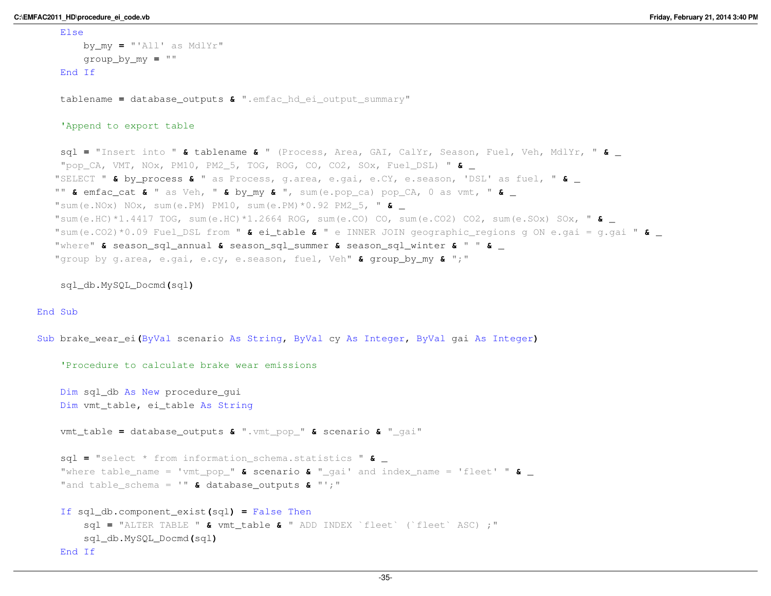```vb
        Else
            by_my = "'All' as MdlYr"
            group_by_my = ""
        End If

        tablename = database_outputs & ".emfac_hd_ei_output_summary"

        'Append to export table

        sql = "Insert into " & tablename & " (Process, Area, GAI, CalYr, Season, Fuel, Veh, MdlYr, " & _
        "pop_CA, VMT, NOx, PM10, PM2_5, TOG, ROG, CO, CO2, SOx, Fuel_DSL) " & _
       "SELECT " & by_process & " as Process, g.area, e.gai, e.CY, e.season, 'DSL' as fuel, " & _
       "" & emfac_cat & " as Veh, " & by_my & ", sum(e.pop_ca) pop_CA, 0 as vmt, " & _
       "sum(e.NOx) NOx, sum(e.PM) PM10, sum(e.PM)*0.92 PM2_5, " & _
       "sum(e.HC)*1.4417 TOG, sum(e.HC)*1.2664 ROG, sum(e.CO) CO, sum(e.CO2) CO2, sum(e.SOx) SOx, " & _
       "sum(e.CO2)*0.09 Fuel_DSL from " & ei_table & " e INNER JOIN geographic_regions g ON e.gai = g.gai " & _
       "where" & season_sql_annual & season_sql_summer & season_sql_winter & " " & _
       "group by g.area, e.gai, e.cy, e.season, fuel, Veh" & group_by_my & ";"

        sql_db.MySQL_Docmd(sql)

    End Sub

    Sub brake_wear_ei(ByVal scenario As String, ByVal cy As Integer, ByVal gai As Integer)

        'Procedure to calculate brake wear emissions

        Dim sql_db As New procedure_gui
        Dim vmt_table, ei_table As String

        vmt_table = database_outputs & ".vmt_pop_" & scenario & "_gai"

        sql = "select * from information_schema.statistics " & _
        "where table_name = 'vmt_pop_" & scenario & "_gai' and index_name = 'fleet' " & _
        "and table_schema = '" & database_outputs & "';"

        If sql_db.component_exist(sql) = False Then
            sql = "ALTER TABLE " & vmt_table & " ADD INDEX `fleet` (`fleet` ASC) ;"
            sql_db.MySQL_Docmd(sql)
        End If
```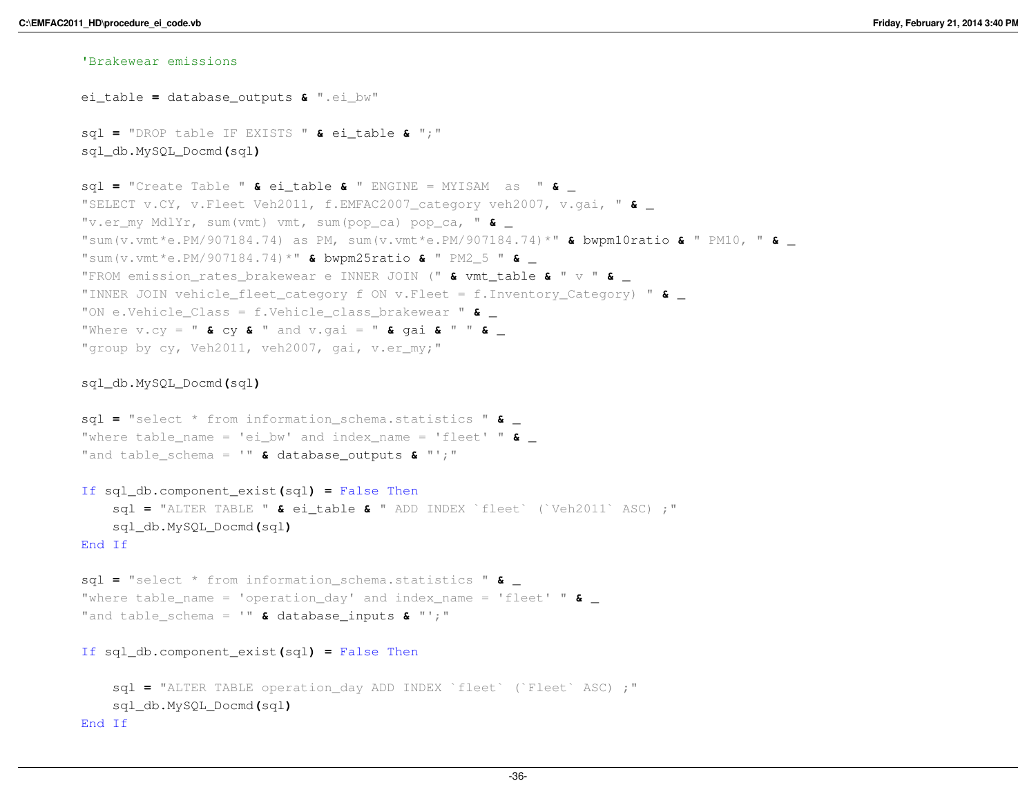```vb
'Brakewear emissions

ei_table = database_outputs & ".ei_bw"

sql = "DROP table IF EXISTS " & ei_table & ";"
sql_db.MySQL_Docmd(sql)

sql = "Create Table " & ei_table & " ENGINE = MYISAM  as  " & _
"SELECT v.CY, v.Fleet Veh2011, f.EMFAC2007_category veh2007, v.gai, " & _
"v.er_my MdlYr, sum(vmt) vmt, sum(pop_ca) pop_ca, " & _
"sum(v.vmt*e.PM/907184.74) as PM, sum(v.vmt*e.PM/907184.74)*" & bwpm10ratio & " PM10, " & _
"sum(v.vmt*e.PM/907184.74)*" & bwpm25ratio & " PM2_5 " & _
"FROM emission_rates_brakewear e INNER JOIN (" & vmt_table & " v " & _
"INNER JOIN vehicle_fleet_category f ON v.Fleet = f.Inventory_Category) " & _
"ON e.Vehicle_Class = f.Vehicle_class_brakewear " & _
"Where v.cy = " & cy & " and v.gai = " & gai & " " & _
"group by cy, Veh2011, veh2007, gai, v.er_my;"

sql_db.MySQL_Docmd(sql)

sql = "select * from information_schema.statistics " & _
"where table_name = 'ei_bw' and index_name = 'fleet' " & _
"and table_schema = '" & database_outputs & "';"

If sql_db.component_exist(sql) = False Then
    sql = "ALTER TABLE " & ei_table & " ADD INDEX `fleet` (`Veh2011` ASC) ;"
    sql_db.MySQL_Docmd(sql)
End If

sql = "select * from information_schema.statistics " & _
"where table_name = 'operation_day' and index_name = 'fleet' " & _
"and table_schema = '" & database_inputs & "';"

If sql_db.component_exist(sql) = False Then

    sql = "ALTER TABLE operation_day ADD INDEX `fleet` (`Fleet` ASC) ;"
    sql_db.MySQL_Docmd(sql)
End If
```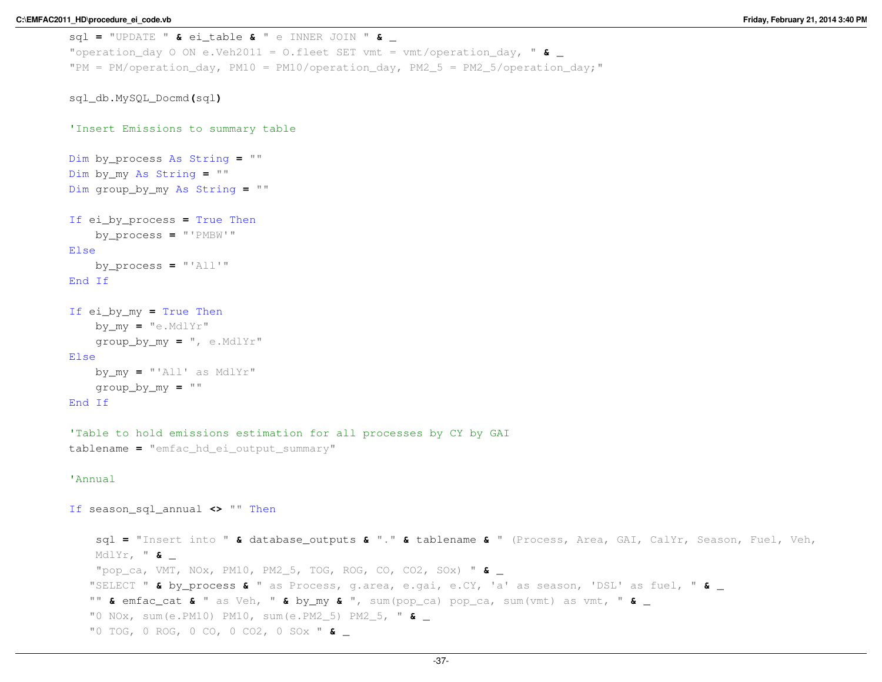```vb
        sql = "UPDATE " & ei_table & " e INNER JOIN " & _
        "operation_day O ON e.Veh2011 = O.fleet SET vmt = vmt/operation_day, " & _
        "PM = PM/operation_day, PM10 = PM10/operation_day, PM2_5 = PM2_5/operation_day;"

        sql_db.MySQL_Docmd(sql)

        'Insert Emissions to summary table

        Dim by_process As String = ""
        Dim by_my As String = ""
        Dim group_by_my As String = ""

        If ei_by_process = True Then
            by_process = "'PMBW'"
        Else
            by_process = "'All'"
        End If

        If ei_by_my = True Then
            by_my = "e.MdlYr"
            group_by_my = ", e.MdlYr"
        Else
            by_my = "'All' as MdlYr"
            group_by_my = ""
        End If

        'Table to hold emissions estimation for all processes by CY by GAI
        tablename = "emfac_hd_ei_output_summary"

        'Annual

        If season_sql_annual <> "" Then

            sql = "Insert into " & database_outputs & "." & tablename & " (Process, Area, GAI, CalYr, Season, Fuel, Veh,
            MdlYr, " & _
            "pop_ca, VMT, NOx, PM10, PM2_5, TOG, ROG, CO, CO2, SOx) " & _
           "SELECT " & by_process & " as Process, g.area, e.gai, e.CY, 'a' as season, 'DSL' as fuel, " & _
           "" & emfac_cat & " as Veh, " & by_my & ", sum(pop_ca) pop_ca, sum(vmt) as vmt, " & _
           "0 NOx, sum(e.PM10) PM10, sum(e.PM2_5) PM2_5, " & _
           "0 TOG, 0 ROG, 0 CO, 0 CO2, 0 SOx " & _
```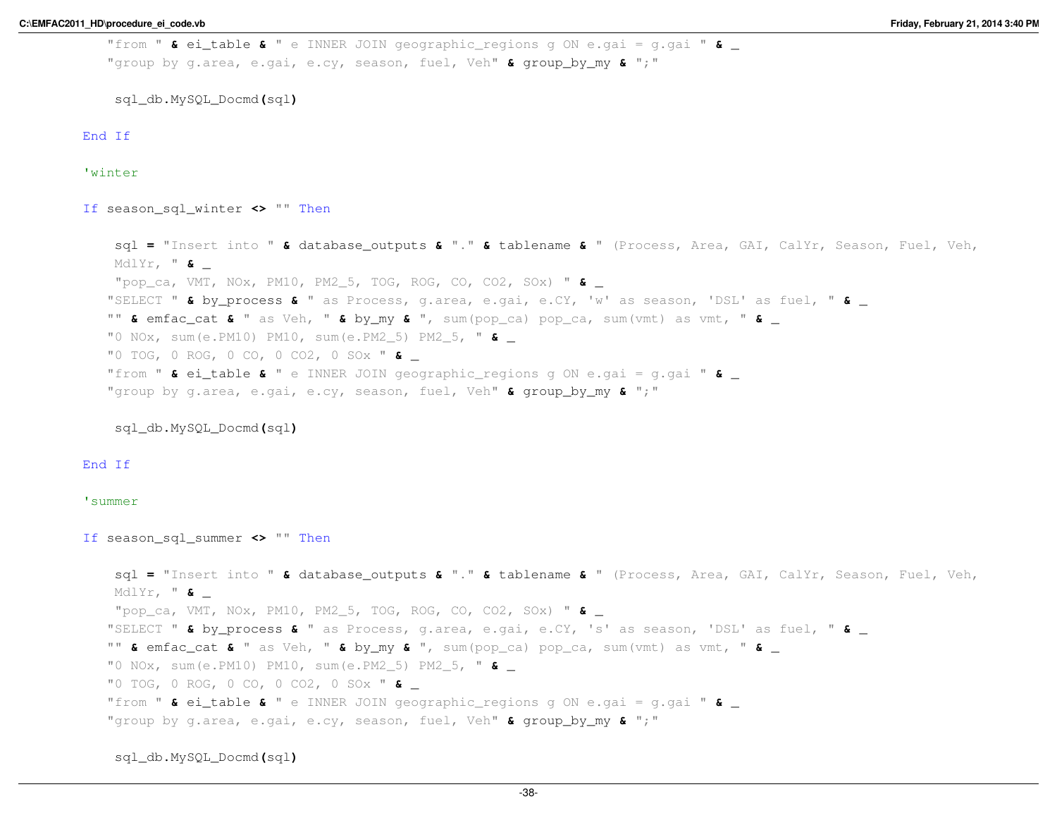```vb
        "from " & ei_table & " e INNER JOIN geographic_regions g ON e.gai = g.gai " & _
        "group by g.area, e.gai, e.cy, season, fuel, Veh" & group_by_my & ";"

         sql_db.MySQL_Docmd(sql)

    End If

    'winter

    If season_sql_winter <> "" Then

         sql = "Insert into " & database_outputs & "." & tablename & " (Process, Area, GAI, CalYr, Season, Fuel, Veh, 
         MdlYr, " & _
         "pop_ca, VMT, NOx, PM10, PM2_5, TOG, ROG, CO, CO2, SOx) " & _
        "SELECT " & by_process & " as Process, g.area, e.gai, e.CY, 'w' as season, 'DSL' as fuel, " & _
        "" & emfac_cat & " as Veh, " & by_my & ", sum(pop_ca) pop_ca, sum(vmt) as vmt, " & _
        "0 NOx, sum(e.PM10) PM10, sum(e.PM2_5) PM2_5, " & _
        "0 TOG, 0 ROG, 0 CO, 0 CO2, 0 SOx " & _
        "from " & ei_table & " e INNER JOIN geographic_regions g ON e.gai = g.gai " & _
        "group by g.area, e.gai, e.cy, season, fuel, Veh" & group_by_my & ";"

         sql_db.MySQL_Docmd(sql)

    End If

    'summer

    If season_sql_summer <> "" Then

         sql = "Insert into " & database_outputs & "." & tablename & " (Process, Area, GAI, CalYr, Season, Fuel, Veh, 
         MdlYr, " & _
         "pop_ca, VMT, NOx, PM10, PM2_5, TOG, ROG, CO, CO2, SOx) " & _
        "SELECT " & by_process & " as Process, g.area, e.gai, e.CY, 's' as season, 'DSL' as fuel, " & _
        "" & emfac_cat & " as Veh, " & by_my & ", sum(pop_ca) pop_ca, sum(vmt) as vmt, " & _
        "0 NOx, sum(e.PM10) PM10, sum(e.PM2_5) PM2_5, " & _
        "0 TOG, 0 ROG, 0 CO, 0 CO2, 0 SOx " & _
        "from " & ei_table & " e INNER JOIN geographic_regions g ON e.gai = g.gai " & _
        "group by g.area, e.gai, e.cy, season, fuel, Veh" & group_by_my & ";"

         sql_db.MySQL_Docmd(sql)
```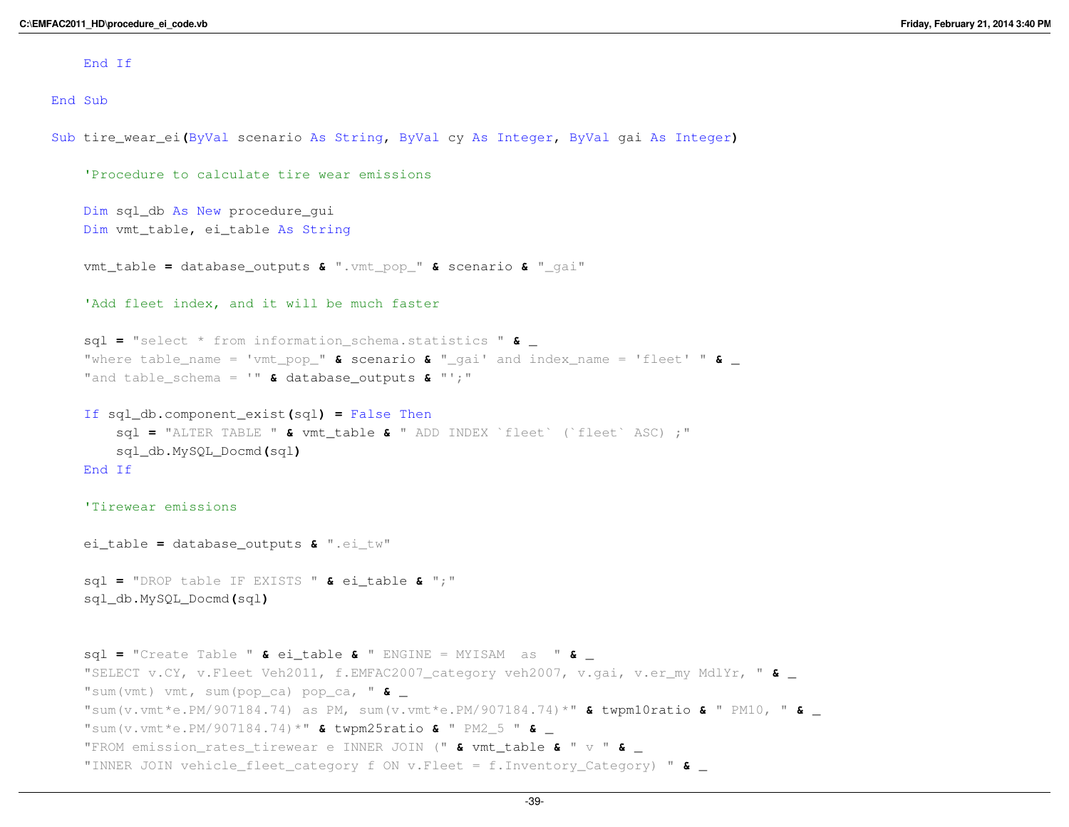```vb
        End If

    End Sub

    Sub tire_wear_ei(ByVal scenario As String, ByVal cy As Integer, ByVal gai As Integer)

        'Procedure to calculate tire wear emissions

        Dim sql_db As New procedure_gui
        Dim vmt_table, ei_table As String

        vmt_table = database_outputs & ".vmt_pop_" & scenario & "_gai"

        'Add fleet index, and it will be much faster

        sql = "select * from information_schema.statistics " & _
        "where table_name = 'vmt_pop_" & scenario & "_gai' and index_name = 'fleet' " & _
        "and table_schema = '" & database_outputs & "';"

        If sql_db.component_exist(sql) = False Then
            sql = "ALTER TABLE " & vmt_table & " ADD INDEX `fleet` (`fleet` ASC) ;"
            sql_db.MySQL_Docmd(sql)
        End If

        'Tirewear emissions

        ei_table = database_outputs & ".ei_tw"

        sql = "DROP table IF EXISTS " & ei_table & ";"
        sql_db.MySQL_Docmd(sql)


        sql = "Create Table " & ei_table & " ENGINE = MYISAM  as  " & _
        "SELECT v.CY, v.Fleet Veh2011, f.EMFAC2007_category veh2007, v.gai, v.er_my MdlYr, " & _
        "sum(vmt) vmt, sum(pop_ca) pop_ca, " & _
        "sum(v.vmt*e.PM/907184.74) as PM, sum(v.vmt*e.PM/907184.74)*" & twpm10ratio & " PM10, " & _
        "sum(v.vmt*e.PM/907184.74)*" & twpm25ratio & " PM2_5 " & _
        "FROM emission_rates_tirewear e INNER JOIN (" & vmt_table & " v " & _
        "INNER JOIN vehicle_fleet_category f ON v.Fleet = f.Inventory_Category) " & _
```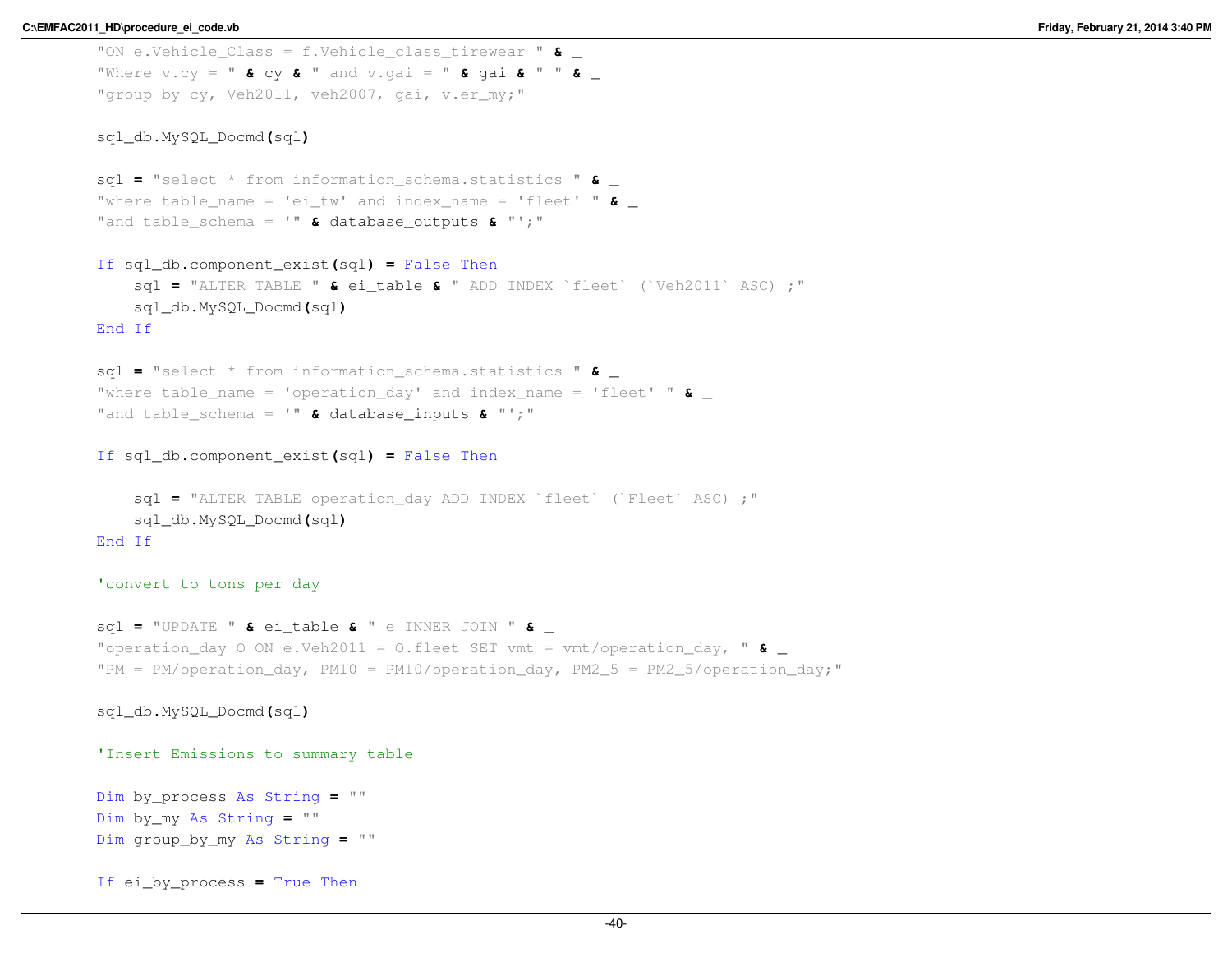```vb
        "ON e.Vehicle_Class = f.Vehicle_class_tirewear " & _
        "Where v.cy = " & cy & " and v.gai = " & gai & " " & _
        "group by cy, Veh2011, veh2007, gai, v.er_my;"

        sql_db.MySQL_Docmd(sql)

        sql = "select * from information_schema.statistics " & _
        "where table_name = 'ei_tw' and index_name = 'fleet' " & _
        "and table_schema = '" & database_outputs & "';"

        If sql_db.component_exist(sql) = False Then
            sql = "ALTER TABLE " & ei_table & " ADD INDEX `fleet` (`Veh2011` ASC) ;"
            sql_db.MySQL_Docmd(sql)
        End If

        sql = "select * from information_schema.statistics " & _
        "where table_name = 'operation_day' and index_name = 'fleet' " & _
        "and table_schema = '" & database_inputs & "';"

        If sql_db.component_exist(sql) = False Then

            sql = "ALTER TABLE operation_day ADD INDEX `fleet` (`Fleet` ASC) ;"
            sql_db.MySQL_Docmd(sql)
        End If

        'convert to tons per day

        sql = "UPDATE " & ei_table & " e INNER JOIN " & _
        "operation_day O ON e.Veh2011 = O.fleet SET vmt = vmt/operation_day, " & _
        "PM = PM/operation_day, PM10 = PM10/operation_day, PM2_5 = PM2_5/operation_day;"

        sql_db.MySQL_Docmd(sql)

        'Insert Emissions to summary table

        Dim by_process As String = ""
        Dim by_my As String = ""
        Dim group_by_my As String = ""

        If ei_by_process = True Then
```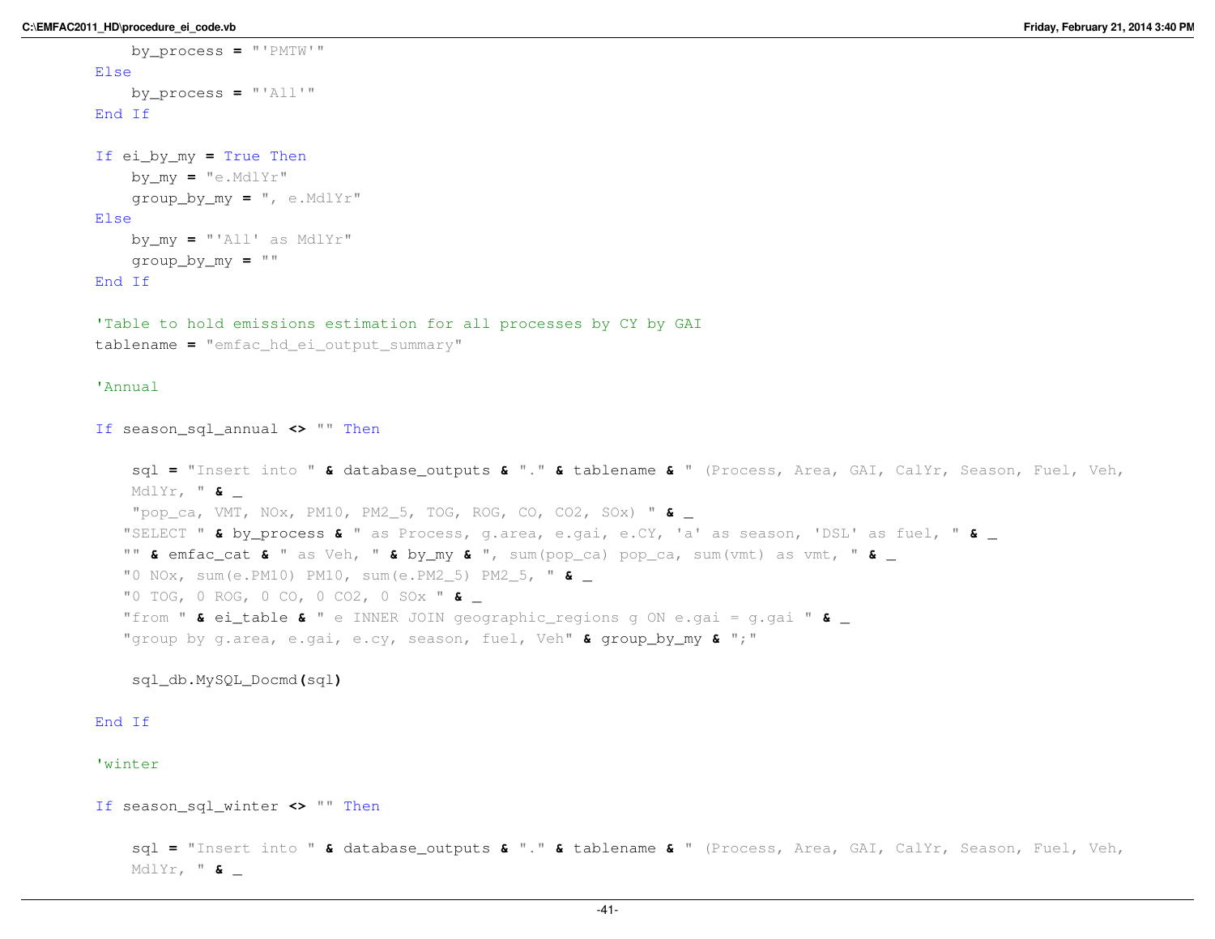```
            by_process = "'PMTW'"
        Else
            by_process = "'All'"
        End If

        If ei_by_my = True Then
            by_my = "e.MdlYr"
            group_by_my = ", e.MdlYr"
        Else
            by_my = "'All' as MdlYr"
            group_by_my = ""
        End If

        'Table to hold emissions estimation for all processes by CY by GAI
        tablename = "emfac_hd_ei_output_summary"

        'Annual

        If season_sql_annual <> "" Then

            sql = "Insert into " & database_outputs & "." & tablename & " (Process, Area, GAI, CalYr, Season, Fuel, Veh,
            MdlYr, " & _
            "pop_ca, VMT, NOx, PM10, PM2_5, TOG, ROG, CO, CO2, SOx) " & _
           "SELECT " & by_process & " as Process, g.area, e.gai, e.CY, 'a' as season, 'DSL' as fuel, " & _
           "" & emfac_cat & " as Veh, " & by_my & ", sum(pop_ca) pop_ca, sum(vmt) as vmt, " & _
           "0 NOx, sum(e.PM10) PM10, sum(e.PM2_5) PM2_5, " & _
           "0 TOG, 0 ROG, 0 CO, 0 CO2, 0 SOx " & _
           "from " & ei_table & " e INNER JOIN geographic_regions g ON e.gai = g.gai " & _
           "group by g.area, e.gai, e.cy, season, fuel, Veh" & group_by_my & ";"

            sql_db.MySQL_Docmd(sql)

        End If

        'winter

        If season_sql_winter <> "" Then

            sql = "Insert into " & database_outputs & "." & tablename & " (Process, Area, GAI, CalYr, Season, Fuel, Veh,
            MdlYr, " & _
```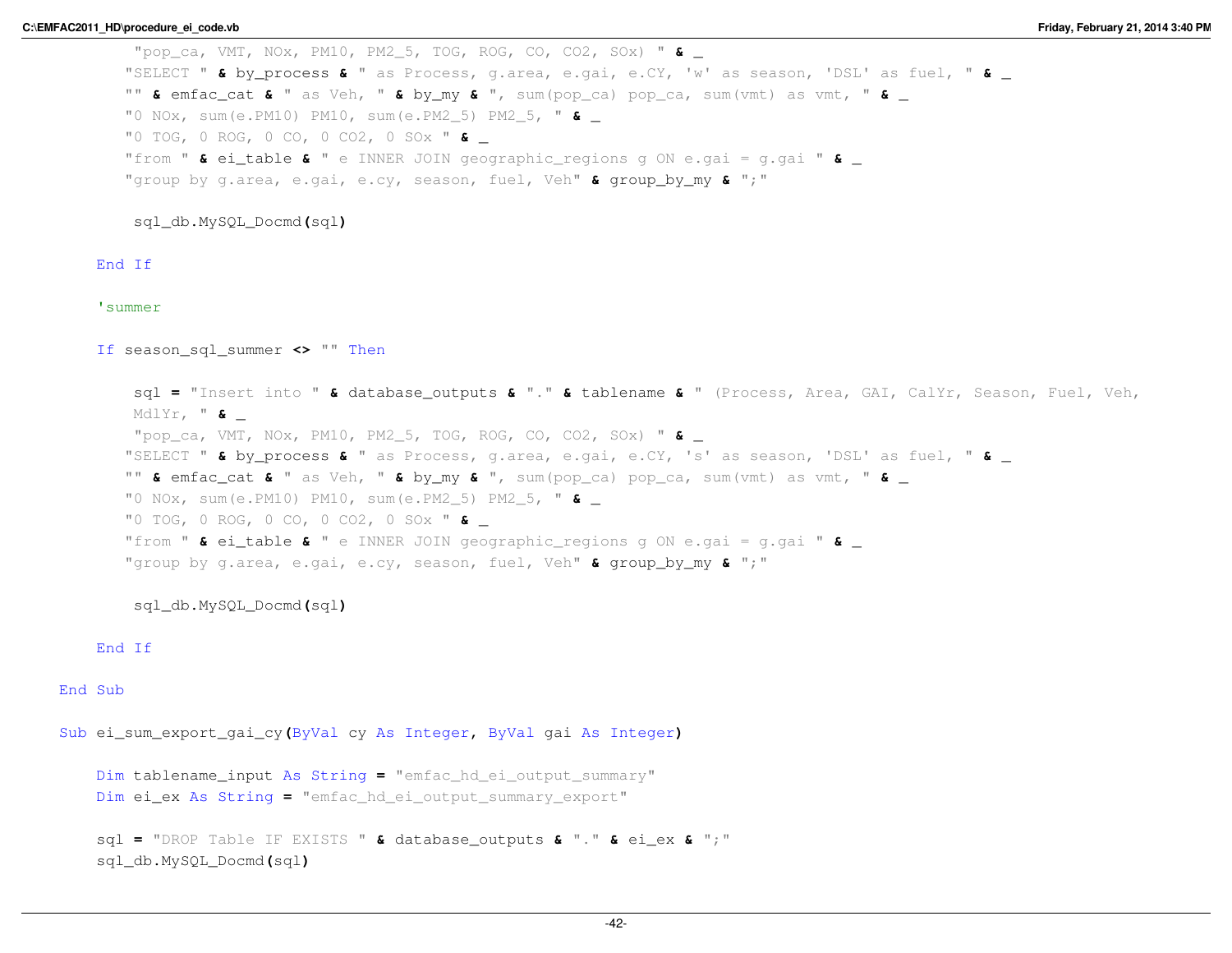```vb
            "pop_ca, VMT, NOx, PM10, PM2_5, TOG, ROG, CO, CO2, SOx) " & _
           "SELECT " & by_process & " as Process, g.area, e.gai, e.CY, 'w' as season, 'DSL' as fuel, " & _
           "" & emfac_cat & " as Veh, " & by_my & ", sum(pop_ca) pop_ca, sum(vmt) as vmt, " & _
           "0 NOx, sum(e.PM10) PM10, sum(e.PM2_5) PM2_5, " & _
           "0 TOG, 0 ROG, 0 CO, 0 CO2, 0 SOx " & _
           "from " & ei_table & " e INNER JOIN geographic_regions g ON e.gai = g.gai " & _
           "group by g.area, e.gai, e.cy, season, fuel, Veh" & group_by_my & ";"

            sql_db.MySQL_Docmd(sql)

        End If

        'summer

        If season_sql_summer <> "" Then

            sql = "Insert into " & database_outputs & "." & tablename & " (Process, Area, GAI, CalYr, Season, Fuel, Veh,
            MdlYr, " & _
            "pop_ca, VMT, NOx, PM10, PM2_5, TOG, ROG, CO, CO2, SOx) " & _
           "SELECT " & by_process & " as Process, g.area, e.gai, e.CY, 's' as season, 'DSL' as fuel, " & _
           "" & emfac_cat & " as Veh, " & by_my & ", sum(pop_ca) pop_ca, sum(vmt) as vmt, " & _
           "0 NOx, sum(e.PM10) PM10, sum(e.PM2_5) PM2_5, " & _
           "0 TOG, 0 ROG, 0 CO, 0 CO2, 0 SOx " & _
           "from " & ei_table & " e INNER JOIN geographic_regions g ON e.gai = g.gai " & _
           "group by g.area, e.gai, e.cy, season, fuel, Veh" & group_by_my & ";"

            sql_db.MySQL_Docmd(sql)

        End If

    End Sub

    Sub ei_sum_export_gai_cy(ByVal cy As Integer, ByVal gai As Integer)

        Dim tablename_input As String = "emfac_hd_ei_output_summary"
        Dim ei_ex As String = "emfac_hd_ei_output_summary_export"

        sql = "DROP Table IF EXISTS " & database_outputs & "." & ei_ex & ";"
        sql_db.MySQL_Docmd(sql)
```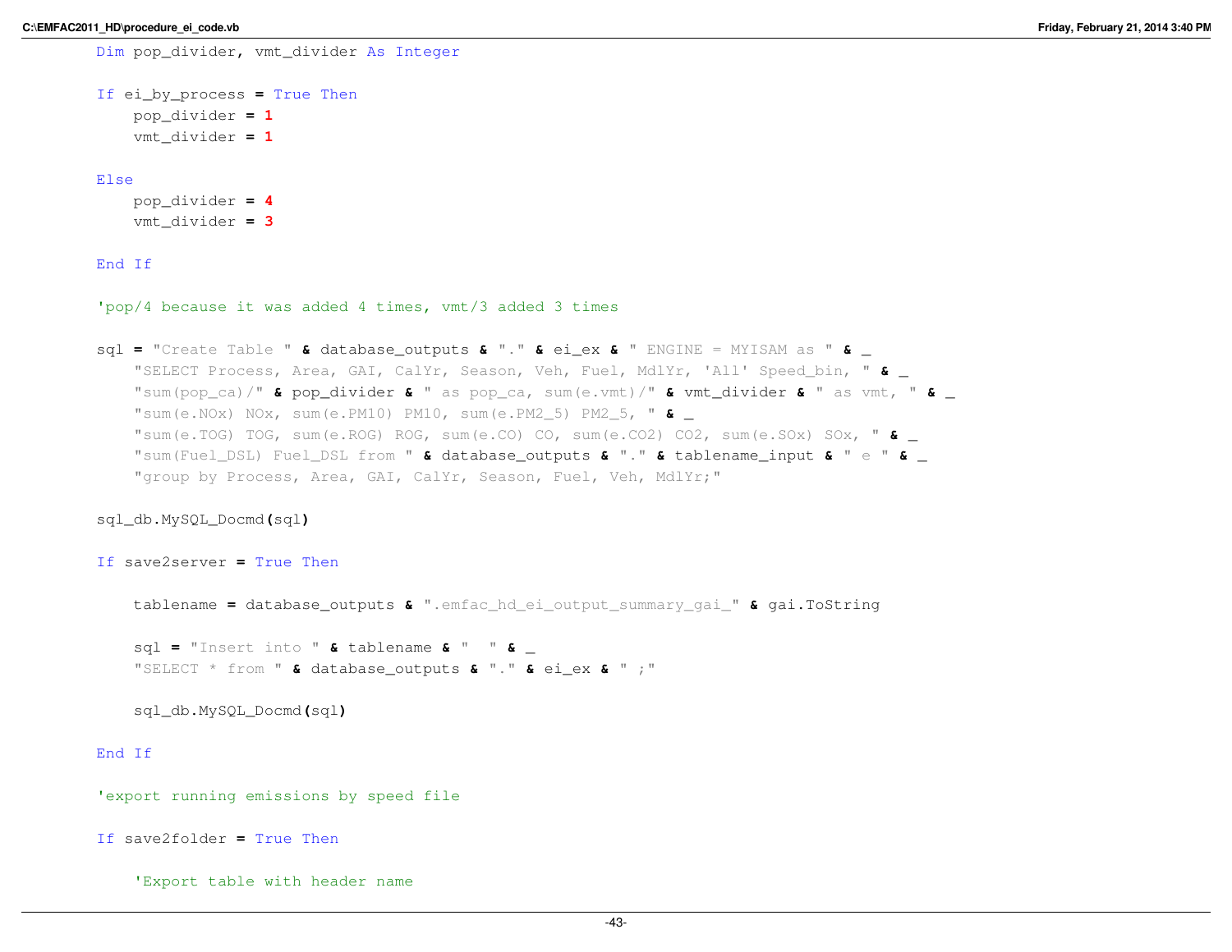```vb
        Dim pop_divider, vmt_divider As Integer

        If ei_by_process = True Then
            pop_divider = 1
            vmt_divider = 1

        Else
            pop_divider = 4
            vmt_divider = 3

        End If

        'pop/4 because it was added 4 times, vmt/3 added 3 times

        sql = "Create Table " & database_outputs & "." & ei_ex & " ENGINE = MYISAM as " & _
            "SELECT Process, Area, GAI, CalYr, Season, Veh, Fuel, MdlYr, 'All' Speed_bin, " & _
            "sum(pop_ca)/" & pop_divider & " as pop_ca, sum(e.vmt)/" & vmt_divider & " as vmt, " & _
            "sum(e.NOx) NOx, sum(e.PM10) PM10, sum(e.PM2_5) PM2_5, " & _
            "sum(e.TOG) TOG, sum(e.ROG) ROG, sum(e.CO) CO, sum(e.CO2) CO2, sum(e.SOx) SOx, " & _
            "sum(Fuel_DSL) Fuel_DSL from " & database_outputs & "." & tablename_input & " e " & _
            "group by Process, Area, GAI, CalYr, Season, Fuel, Veh, MdlYr;"

        sql_db.MySQL_Docmd(sql)

        If save2server = True Then

            tablename = database_outputs & ".emfac_hd_ei_output_summary_gai_" & gai.ToString

            sql = "Insert into " & tablename & "  " & _
            "SELECT * from " & database_outputs & "." & ei_ex & " ;"

            sql_db.MySQL_Docmd(sql)

        End If

        'export running emissions by speed file

        If save2folder = True Then

            'Export table with header name
```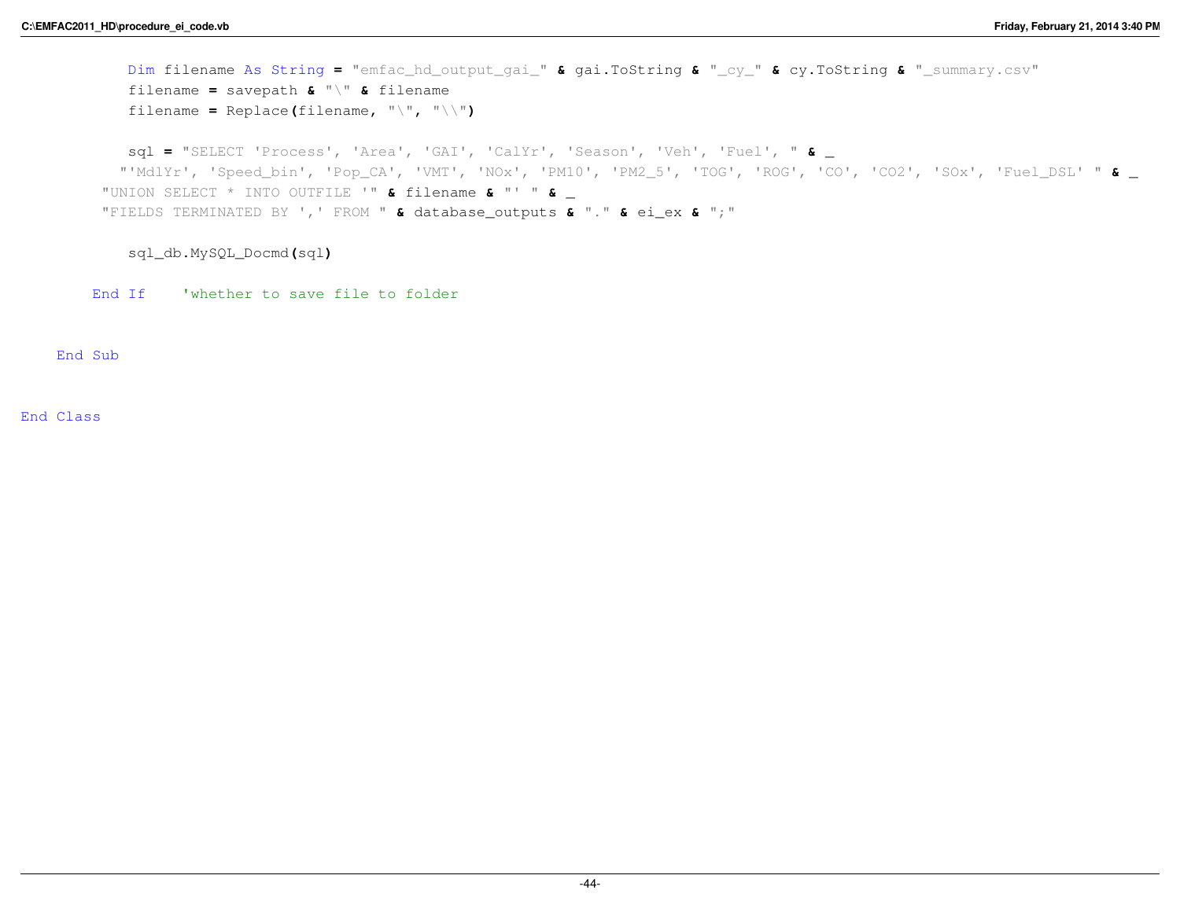```vb
            Dim filename As String = "emfac_hd_output_gai_" & gai.ToString & "_cy_" & cy.ToString & "_summary.csv"
            filename = savepath & "\" & filename
            filename = Replace(filename, "\", "\\")

            sql = "SELECT 'Process', 'Area', 'GAI', 'CalYr', 'Season', 'Veh', 'Fuel', " & _
           "'MdlYr', 'Speed_bin', 'Pop_CA', 'VMT', 'NOx', 'PM10', 'PM2_5', 'TOG', 'ROG', 'CO', 'CO2', 'SOx', 'Fuel_DSL' " & _
         "UNION SELECT * INTO OUTFILE '" & filename & "' " & _
         "FIELDS TERMINATED BY ',' FROM " & database_outputs & "." & ei_ex & ";"

            sql_db.MySQL_Docmd(sql)

        End If    'whether to save file to folder


    End Sub


End Class
```